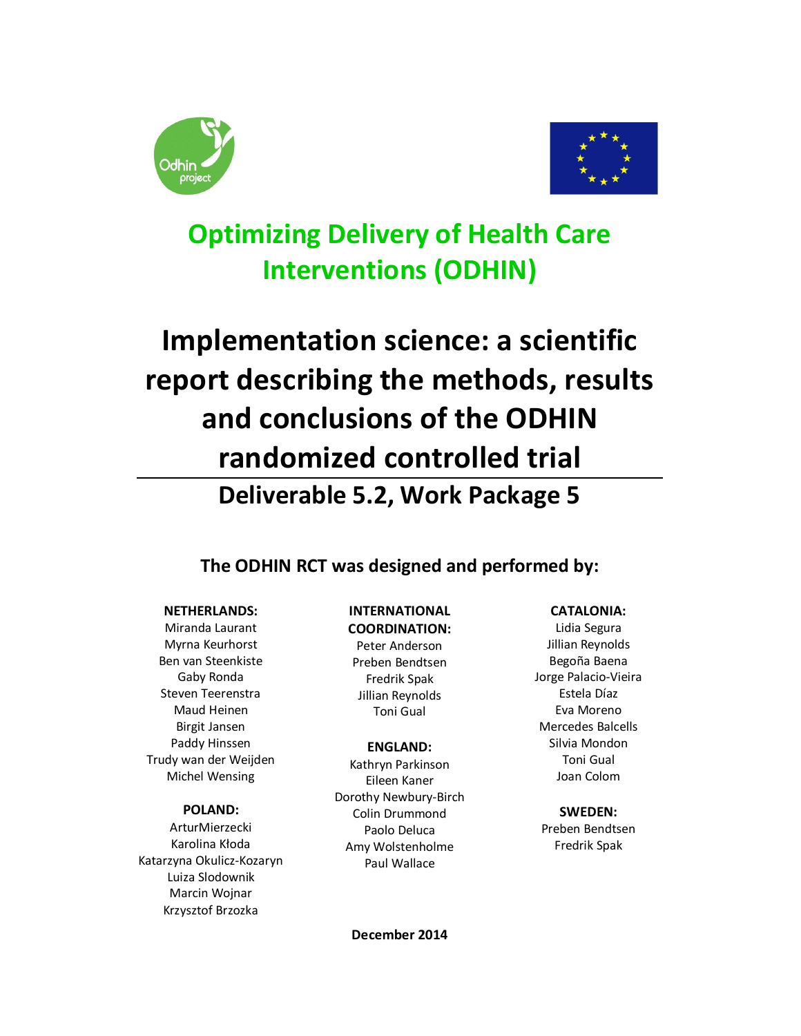# Optimizing Delivery of Health Care Interventions (ODHIN)

# Implementation science: a scientific report describing the methods, results and conclusions of the ODHIN randomized controlled trial

## Deliverable 5.2, Work Package 5

### The ODHIN RCT was designed and performed by:

**NETHERLANDS:**
Miranda Laurant
Myrna Keurhorst
Ben van Steenkiste
Gaby Ronda
Steven Teerenstra
Maud Heinen
Birgit Jansen
Paddy Hinssen
Trudy wan der Weijden
Michel Wensing

**POLAND:**
ArturMierzecki
Karolina Kłoda
Katarzyna Okulicz-Kozaryn
Luiza Slodownik
Marcin Wojnar
Krzysztof Brzozka

**INTERNATIONAL COORDINATION:**
Peter Anderson
Preben Bendtsen
Fredrik Spak
Jillian Reynolds
Toni Gual

**ENGLAND:**
Kathryn Parkinson
Eileen Kaner
Dorothy Newbury-Birch
Colin Drummond
Paolo Deluca
Amy Wolstenholme
Paul Wallace

**CATALONIA:**
Lidia Segura
Jillian Reynolds
Begoña Baena
Jorge Palacio-Vieira
Estela Díaz
Eva Moreno
Mercedes Balcells
Silvia Mondon
Toni Gual
Joan Colom

**SWEDEN:**
Preben Bendtsen
Fredrik Spak

**December 2014**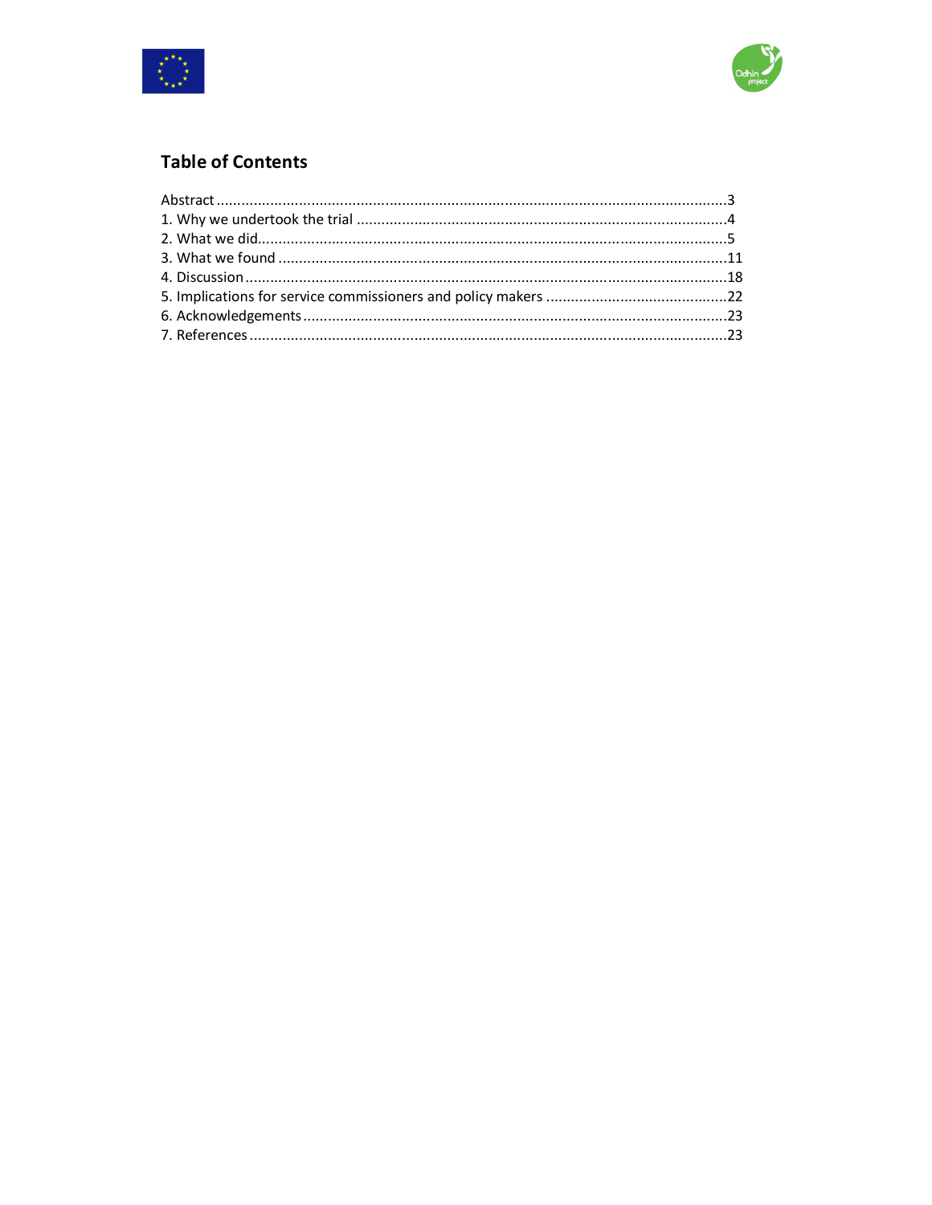## Table of Contents

Abstract ....................................................................................................................3
1. Why we undertook the trial ..................................................................................4
2. What we did..........................................................................................................5
3. What we found ....................................................................................................11
4. Discussion ...........................................................................................................18
5. Implications for service commissioners and policy makers ...............................22
6. Acknowledgements .............................................................................................23
7. References ..........................................................................................................23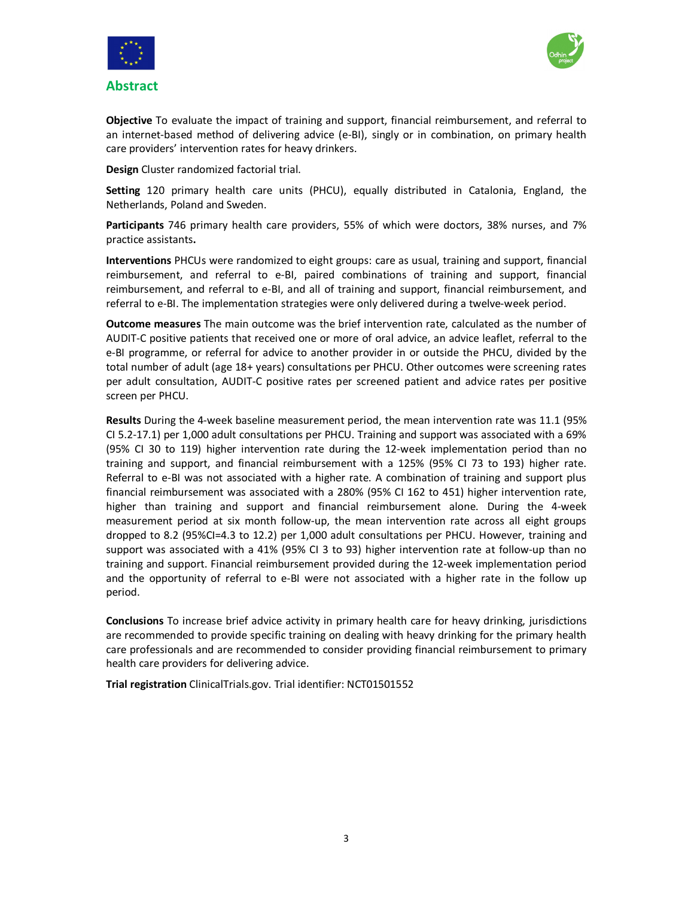## Abstract

**Objective** To evaluate the impact of training and support, financial reimbursement, and referral to an internet-based method of delivering advice (e-BI), singly or in combination, on primary health care providers' intervention rates for heavy drinkers.

**Design** Cluster randomized factorial trial.

**Setting** 120 primary health care units (PHCU), equally distributed in Catalonia, England, the Netherlands, Poland and Sweden.

**Participants** 746 primary health care providers, 55% of which were doctors, 38% nurses, and 7% practice assistants**.**

**Interventions** PHCUs were randomized to eight groups: care as usual, training and support, financial reimbursement, and referral to e-BI, paired combinations of training and support, financial reimbursement, and referral to e-BI, and all of training and support, financial reimbursement, and referral to e-BI. The implementation strategies were only delivered during a twelve-week period.

**Outcome measures** The main outcome was the brief intervention rate, calculated as the number of AUDIT-C positive patients that received one or more of oral advice, an advice leaflet, referral to the e-BI programme, or referral for advice to another provider in or outside the PHCU, divided by the total number of adult (age 18+ years) consultations per PHCU. Other outcomes were screening rates per adult consultation, AUDIT-C positive rates per screened patient and advice rates per positive screen per PHCU.

**Results** During the 4-week baseline measurement period, the mean intervention rate was 11.1 (95% CI 5.2-17.1) per 1,000 adult consultations per PHCU. Training and support was associated with a 69% (95% CI 30 to 119) higher intervention rate during the 12-week implementation period than no training and support, and financial reimbursement with a 125% (95% CI 73 to 193) higher rate. Referral to e-BI was not associated with a higher rate. A combination of training and support plus financial reimbursement was associated with a 280% (95% CI 162 to 451) higher intervention rate, higher than training and support and financial reimbursement alone. During the 4-week measurement period at six month follow-up, the mean intervention rate across all eight groups dropped to 8.2 (95%CI=4.3 to 12.2) per 1,000 adult consultations per PHCU. However, training and support was associated with a 41% (95% CI 3 to 93) higher intervention rate at follow-up than no training and support. Financial reimbursement provided during the 12-week implementation period and the opportunity of referral to e-BI were not associated with a higher rate in the follow up period.

**Conclusions** To increase brief advice activity in primary health care for heavy drinking, jurisdictions are recommended to provide specific training on dealing with heavy drinking for the primary health care professionals and are recommended to consider providing financial reimbursement to primary health care providers for delivering advice.

**Trial registration** ClinicalTrials.gov. Trial identifier: NCT01501552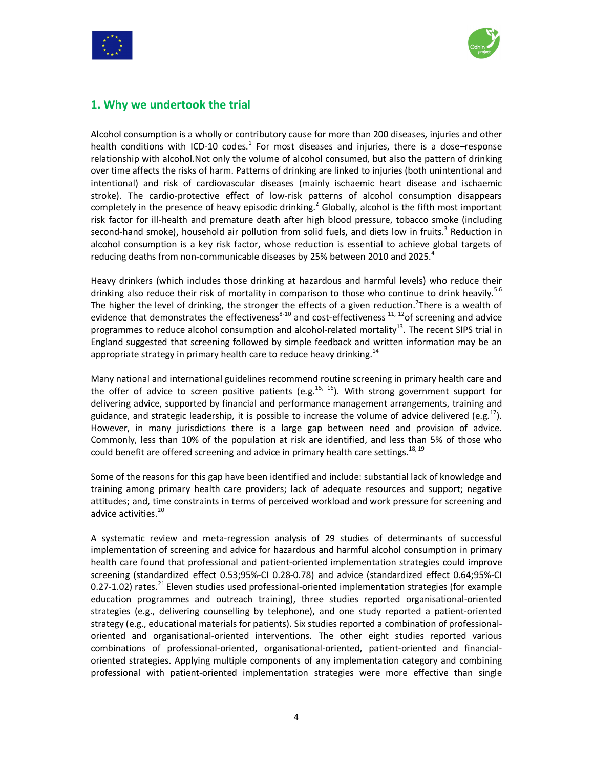## 1. Why we undertook the trial

Alcohol consumption is a wholly or contributory cause for more than 200 diseases, injuries and other health conditions with ICD-10 codes.[1] For most diseases and injuries, there is a dose–response relationship with alcohol.Not only the volume of alcohol consumed, but also the pattern of drinking over time affects the risks of harm. Patterns of drinking are linked to injuries (both unintentional and intentional) and risk of cardiovascular diseases (mainly ischaemic heart disease and ischaemic stroke). The cardio-protective effect of low-risk patterns of alcohol consumption disappears completely in the presence of heavy episodic drinking.[2] Globally, alcohol is the fifth most important risk factor for ill-health and premature death after high blood pressure, tobacco smoke (including second-hand smoke), household air pollution from solid fuels, and diets low in fruits.[3] Reduction in alcohol consumption is a key risk factor, whose reduction is essential to achieve global targets of reducing deaths from non-communicable diseases by 25% between 2010 and 2025.[4]

Heavy drinkers (which includes those drinking at hazardous and harmful levels) who reduce their drinking also reduce their risk of mortality in comparison to those who continue to drink heavily.[5,6] The higher the level of drinking, the stronger the effects of a given reduction.[7]There is a wealth of evidence that demonstrates the effectiveness[8-10] and cost-effectiveness [11, 12]of screening and advice programmes to reduce alcohol consumption and alcohol-related mortality[13]. The recent SIPS trial in England suggested that screening followed by simple feedback and written information may be an appropriate strategy in primary health care to reduce heavy drinking.[14]

Many national and international guidelines recommend routine screening in primary health care and the offer of advice to screen positive patients (e.g.[15, 16]). With strong government support for delivering advice, supported by financial and performance management arrangements, training and guidance, and strategic leadership, it is possible to increase the volume of advice delivered (e.g.[17]). However, in many jurisdictions there is a large gap between need and provision of advice. Commonly, less than 10% of the population at risk are identified, and less than 5% of those who could benefit are offered screening and advice in primary health care settings.[18, 19]

Some of the reasons for this gap have been identified and include: substantial lack of knowledge and training among primary health care providers; lack of adequate resources and support; negative attitudes; and, time constraints in terms of perceived workload and work pressure for screening and advice activities.[20]

A systematic review and meta-regression analysis of 29 studies of determinants of successful implementation of screening and advice for hazardous and harmful alcohol consumption in primary health care found that professional and patient-oriented implementation strategies could improve screening (standardized effect 0.53;95%-CI 0.28-0.78) and advice (standardized effect 0.64;95%-CI 0.27-1.02) rates.[21] Eleven studies used professional-oriented implementation strategies (for example education programmes and outreach training), three studies reported organisational-oriented strategies (e.g., delivering counselling by telephone), and one study reported a patient-oriented strategy (e.g., educational materials for patients). Six studies reported a combination of professional-oriented and organisational-oriented interventions. The other eight studies reported various combinations of professional-oriented, organisational-oriented, patient-oriented and financial-oriented strategies. Applying multiple components of any implementation category and combining professional with patient-oriented implementation strategies were more effective than single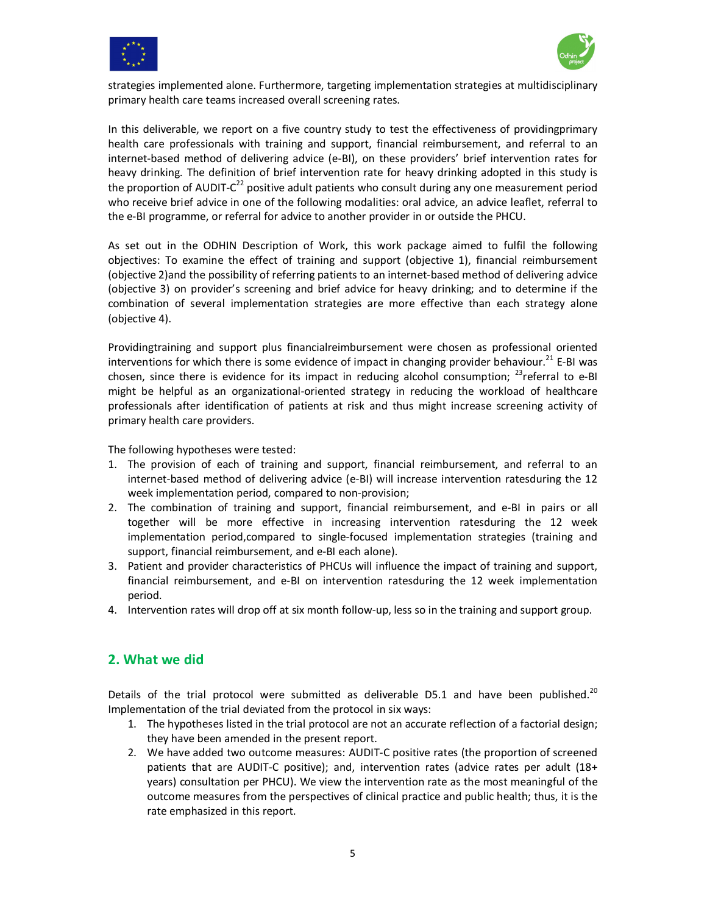strategies implemented alone. Furthermore, targeting implementation strategies at multidisciplinary primary health care teams increased overall screening rates.

In this deliverable, we report on a five country study to test the effectiveness of providingprimary health care professionals with training and support, financial reimbursement, and referral to an internet-based method of delivering advice (e-BI), on these providers' brief intervention rates for heavy drinking. The definition of brief intervention rate for heavy drinking adopted in this study is the proportion of AUDIT-C[22] positive adult patients who consult during any one measurement period who receive brief advice in one of the following modalities: oral advice, an advice leaflet, referral to the e-BI programme, or referral for advice to another provider in or outside the PHCU.

As set out in the ODHIN Description of Work, this work package aimed to fulfil the following objectives: To examine the effect of training and support (objective 1), financial reimbursement (objective 2)and the possibility of referring patients to an internet-based method of delivering advice (objective 3) on provider's screening and brief advice for heavy drinking; and to determine if the combination of several implementation strategies are more effective than each strategy alone (objective 4).

Providingtraining and support plus financialreimbursement were chosen as professional oriented interventions for which there is some evidence of impact in changing provider behaviour.[21] E-BI was chosen, since there is evidence for its impact in reducing alcohol consumption; [23]referral to e-BI might be helpful as an organizational-oriented strategy in reducing the workload of healthcare professionals after identification of patients at risk and thus might increase screening activity of primary health care providers.

The following hypotheses were tested:

1. The provision of each of training and support, financial reimbursement, and referral to an internet-based method of delivering advice (e-BI) will increase intervention ratesduring the 12 week implementation period, compared to non-provision;
2. The combination of training and support, financial reimbursement, and e-BI in pairs or all together will be more effective in increasing intervention ratesduring the 12 week implementation period,compared to single-focused implementation strategies (training and support, financial reimbursement, and e-BI each alone).
3. Patient and provider characteristics of PHCUs will influence the impact of training and support, financial reimbursement, and e-BI on intervention ratesduring the 12 week implementation period.
4. Intervention rates will drop off at six month follow-up, less so in the training and support group.

## 2. What we did

Details of the trial protocol were submitted as deliverable D5.1 and have been published.[20] Implementation of the trial deviated from the protocol in six ways:

1. The hypotheses listed in the trial protocol are not an accurate reflection of a factorial design; they have been amended in the present report.
2. We have added two outcome measures: AUDIT-C positive rates (the proportion of screened patients that are AUDIT-C positive); and, intervention rates (advice rates per adult (18+ years) consultation per PHCU). We view the intervention rate as the most meaningful of the outcome measures from the perspectives of clinical practice and public health; thus, it is the rate emphasized in this report.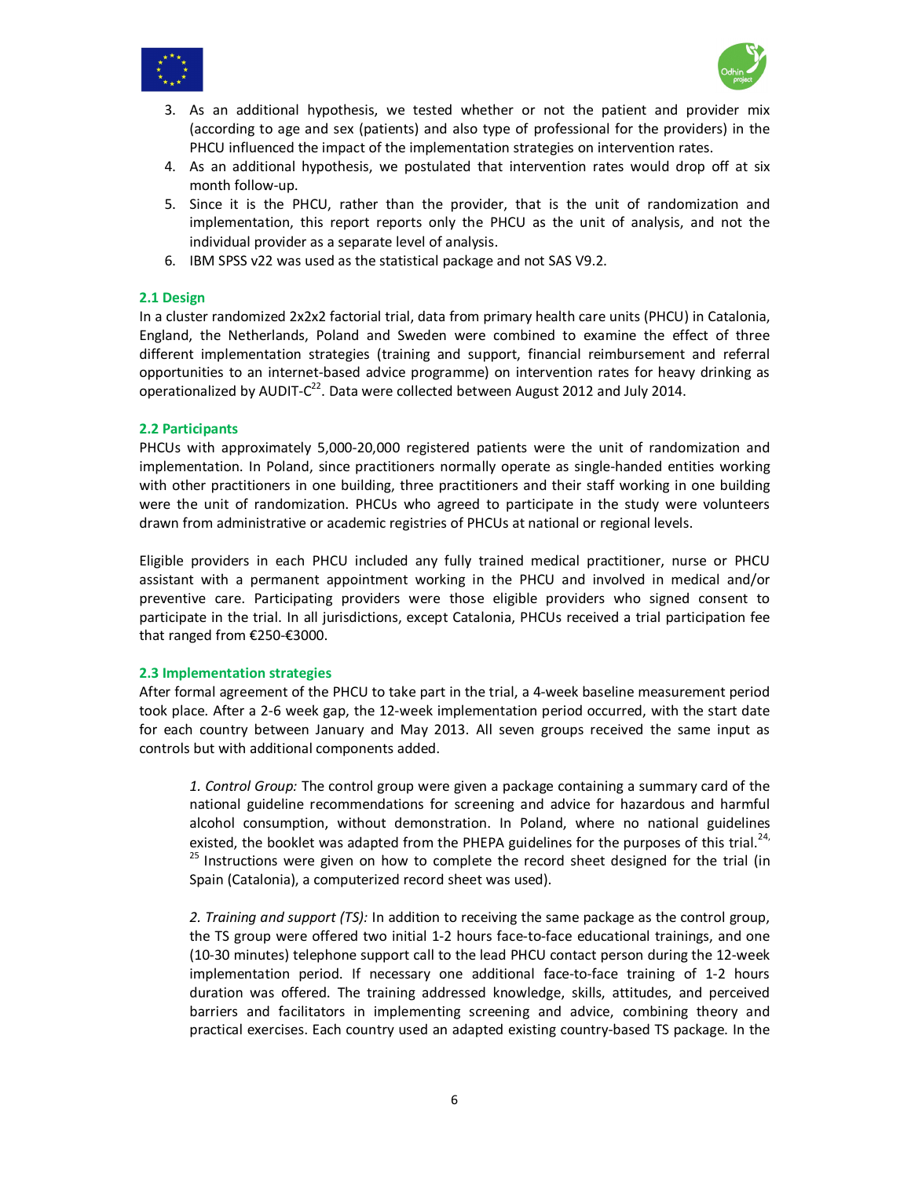3. As an additional hypothesis, we tested whether or not the patient and provider mix (according to age and sex (patients) and also type of professional for the providers) in the PHCU influenced the impact of the implementation strategies on intervention rates.
4. As an additional hypothesis, we postulated that intervention rates would drop off at six month follow-up.
5. Since it is the PHCU, rather than the provider, that is the unit of randomization and implementation, this report reports only the PHCU as the unit of analysis, and not the individual provider as a separate level of analysis.
6. IBM SPSS v22 was used as the statistical package and not SAS V9.2.

### 2.1 Design

In a cluster randomized 2x2x2 factorial trial, data from primary health care units (PHCU) in Catalonia, England, the Netherlands, Poland and Sweden were combined to examine the effect of three different implementation strategies (training and support, financial reimbursement and referral opportunities to an internet-based advice programme) on intervention rates for heavy drinking as operationalized by AUDIT-C[22]. Data were collected between August 2012 and July 2014.

### 2.2 Participants

PHCUs with approximately 5,000-20,000 registered patients were the unit of randomization and implementation. In Poland, since practitioners normally operate as single-handed entities working with other practitioners in one building, three practitioners and their staff working in one building were the unit of randomization. PHCUs who agreed to participate in the study were volunteers drawn from administrative or academic registries of PHCUs at national or regional levels.

Eligible providers in each PHCU included any fully trained medical practitioner, nurse or PHCU assistant with a permanent appointment working in the PHCU and involved in medical and/or preventive care. Participating providers were those eligible providers who signed consent to participate in the trial. In all jurisdictions, except Catalonia, PHCUs received a trial participation fee that ranged from €250-€3000.

### 2.3 Implementation strategies

After formal agreement of the PHCU to take part in the trial, a 4-week baseline measurement period took place. After a 2-6 week gap, the 12-week implementation period occurred, with the start date for each country between January and May 2013. All seven groups received the same input as controls but with additional components added.

*1. Control Group:* The control group were given a package containing a summary card of the national guideline recommendations for screening and advice for hazardous and harmful alcohol consumption, without demonstration. In Poland, where no national guidelines existed, the booklet was adapted from the PHEPA guidelines for the purposes of this trial.[24,25] Instructions were given on how to complete the record sheet designed for the trial (in Spain (Catalonia), a computerized record sheet was used).

*2. Training and support (TS):* In addition to receiving the same package as the control group, the TS group were offered two initial 1-2 hours face-to-face educational trainings, and one (10-30 minutes) telephone support call to the lead PHCU contact person during the 12-week implementation period. If necessary one additional face-to-face training of 1-2 hours duration was offered. The training addressed knowledge, skills, attitudes, and perceived barriers and facilitators in implementing screening and advice, combining theory and practical exercises. Each country used an adapted existing country-based TS package. In the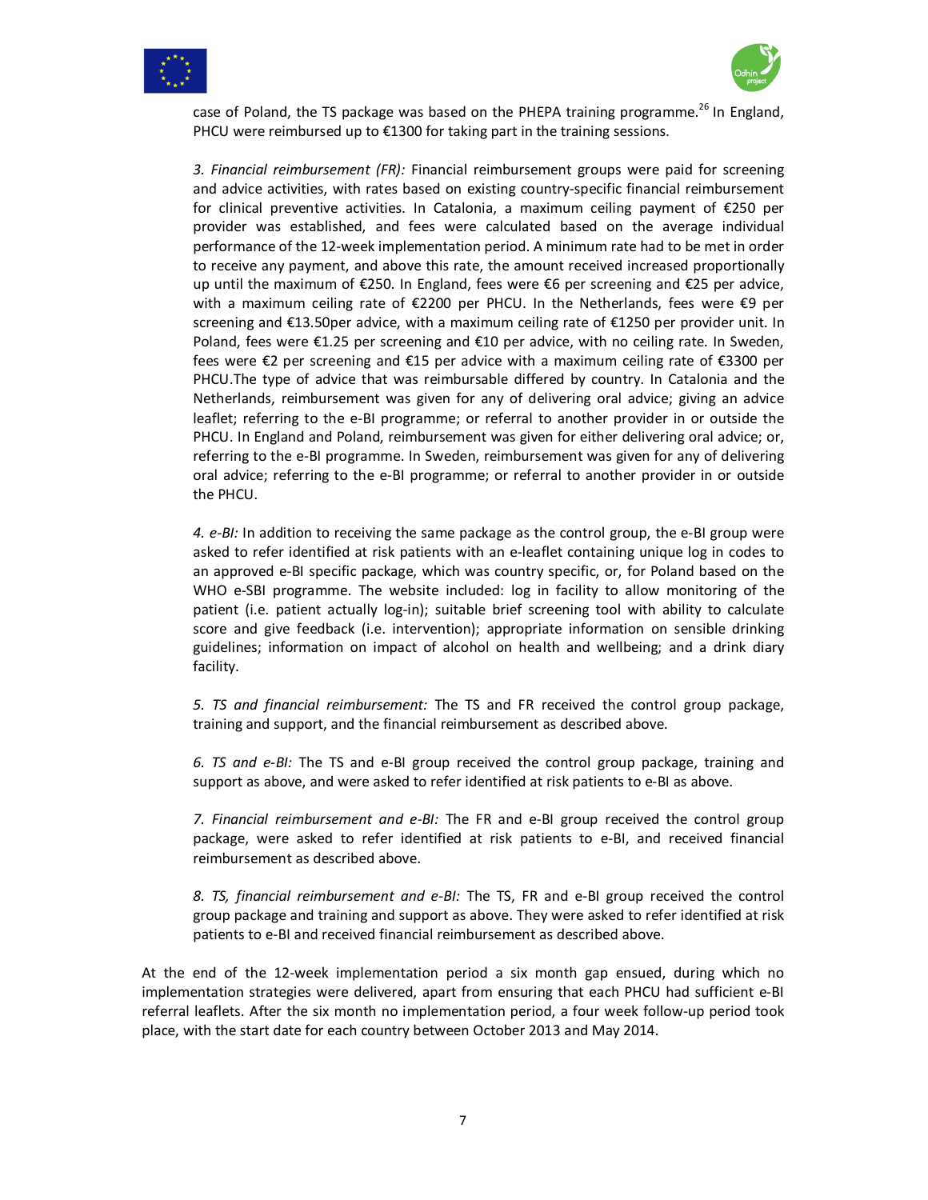case of Poland, the TS package was based on the PHEPA training programme.[26] In England, PHCU were reimbursed up to €1300 for taking part in the training sessions.

*3. Financial reimbursement (FR):* Financial reimbursement groups were paid for screening and advice activities, with rates based on existing country-specific financial reimbursement for clinical preventive activities. In Catalonia, a maximum ceiling payment of €250 per provider was established, and fees were calculated based on the average individual performance of the 12-week implementation period. A minimum rate had to be met in order to receive any payment, and above this rate, the amount received increased proportionally up until the maximum of €250. In England, fees were €6 per screening and €25 per advice, with a maximum ceiling rate of €2200 per PHCU. In the Netherlands, fees were €9 per screening and €13.50per advice, with a maximum ceiling rate of €1250 per provider unit. In Poland, fees were €1.25 per screening and €10 per advice, with no ceiling rate. In Sweden, fees were €2 per screening and €15 per advice with a maximum ceiling rate of €3300 per PHCU.The type of advice that was reimbursable differed by country. In Catalonia and the Netherlands, reimbursement was given for any of delivering oral advice; giving an advice leaflet; referring to the e-BI programme; or referral to another provider in or outside the PHCU. In England and Poland, reimbursement was given for either delivering oral advice; or, referring to the e-BI programme. In Sweden, reimbursement was given for any of delivering oral advice; referring to the e-BI programme; or referral to another provider in or outside the PHCU.

*4. e-BI:* In addition to receiving the same package as the control group, the e-BI group were asked to refer identified at risk patients with an e-leaflet containing unique log in codes to an approved e-BI specific package, which was country specific, or, for Poland based on the WHO e-SBI programme. The website included: log in facility to allow monitoring of the patient (i.e. patient actually log-in); suitable brief screening tool with ability to calculate score and give feedback (i.e. intervention); appropriate information on sensible drinking guidelines; information on impact of alcohol on health and wellbeing; and a drink diary facility.

*5. TS and financial reimbursement:* The TS and FR received the control group package, training and support, and the financial reimbursement as described above.

*6. TS and e-BI:* The TS and e-BI group received the control group package, training and support as above, and were asked to refer identified at risk patients to e-BI as above.

*7. Financial reimbursement and e-BI:* The FR and e-BI group received the control group package, were asked to refer identified at risk patients to e-BI, and received financial reimbursement as described above.

*8. TS, financial reimbursement and e-BI:* The TS, FR and e-BI group received the control group package and training and support as above. They were asked to refer identified at risk patients to e-BI and received financial reimbursement as described above.

At the end of the 12-week implementation period a six month gap ensued, during which no implementation strategies were delivered, apart from ensuring that each PHCU had sufficient e-BI referral leaflets. After the six month no implementation period, a four week follow-up period took place, with the start date for each country between October 2013 and May 2014.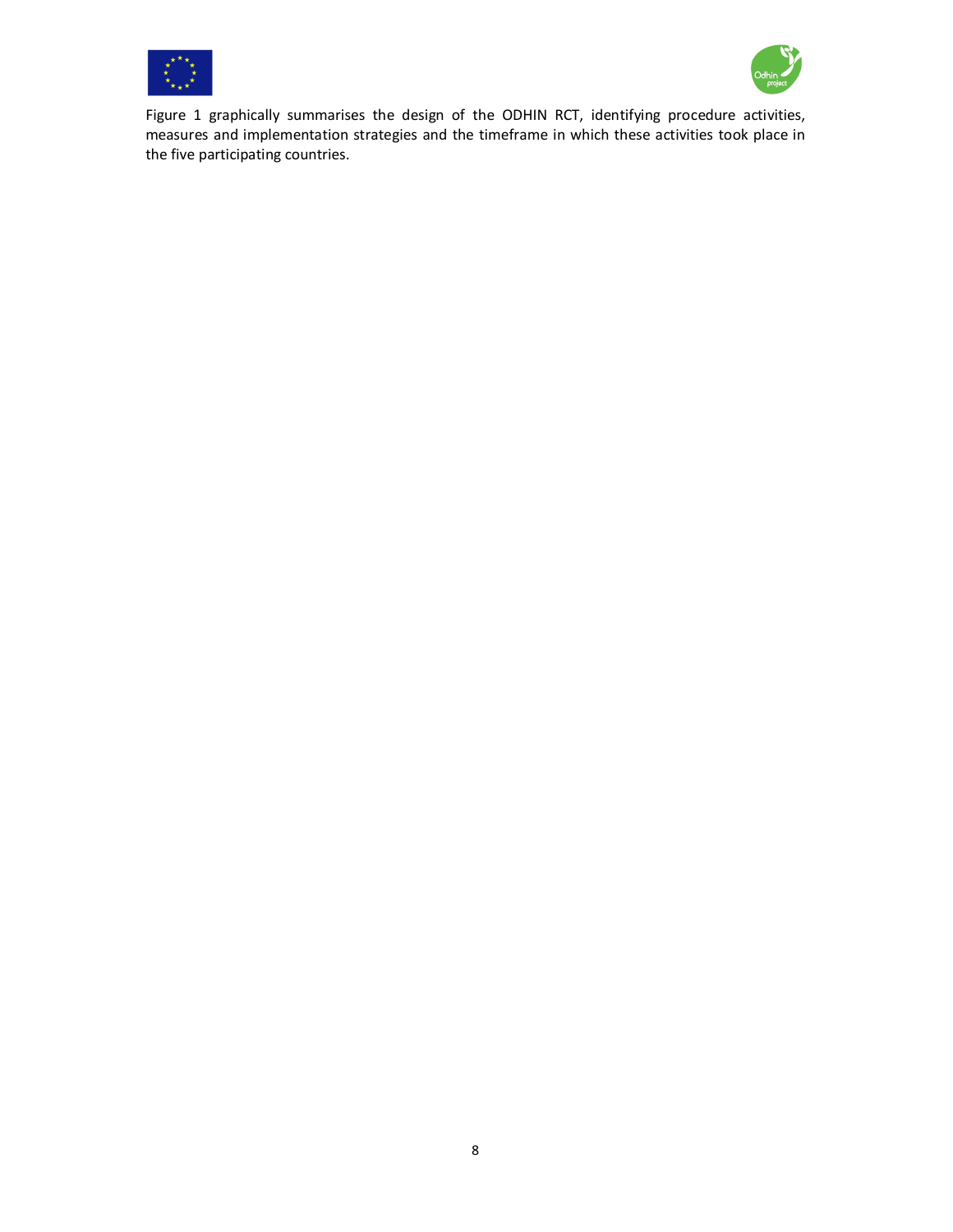Figure 1 graphically summarises the design of the ODHIN RCT, identifying procedure activities, measures and implementation strategies and the timeframe in which these activities took place in the five participating countries.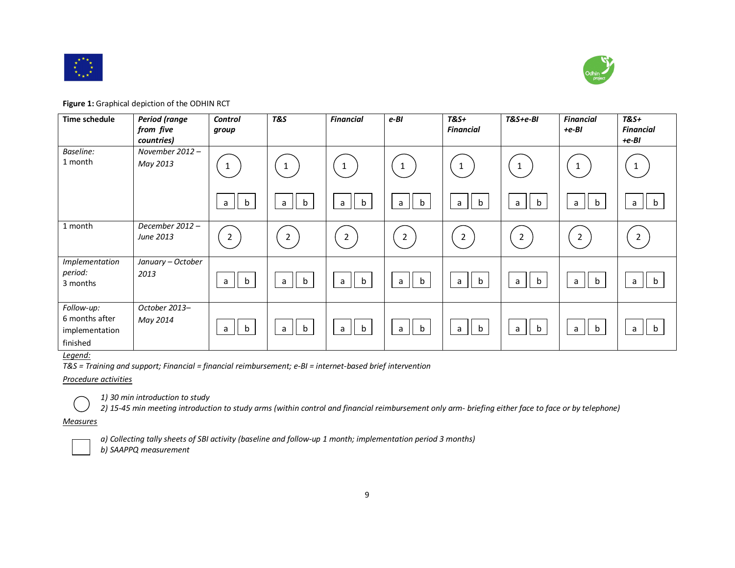**Figure 1:** Graphical depiction of the ODHIN RCT

| **Time schedule** | ***Period (range from five countries)*** | ***Control group*** | ***T&S*** | ***Financial*** | ***e-BI*** | ***T&S+ Financial*** | ***T&S+e-BI*** | ***Financial +e-BI*** | ***T&S+ Financial +e-BI*** |
|---|---|---|---|---|---|---|---|---|---|
| *Baseline:* 1 month | *November 2012 – May 2013* | 1; a b | 1; a b | 1; a b | 1; a b | 1; a b | 1; a b | 1; a b | 1; a b |
| 1 month | *December 2012 – June 2013* | 2 | 2 | 2 | 2 | 2 | 2 | 2 | 2 |
| *Implementation period:* 3 months | *January – October 2013* | a b | a b | a b | a b | a b | a b | a b | a b |
| *Follow-up:* 6 months after implementation finished | *October 2013– May 2014* | a b | a b | a b | a b | a b | a b | a b | a b |

*Legend:*

*T&S = Training and support; Financial = financial reimbursement; e-BI = internet-based brief intervention*

*Procedure activities* (circle)

*1) 30 min introduction to study*
*2) 15-45 min meeting introduction to study arms (within control and financial reimbursement only arm- briefing either face to face or by telephone)*

*Measures* (square)

*a) Collecting tally sheets of SBI activity (baseline and follow-up 1 month; implementation period 3 months)*
*b) SAAPPQ measurement*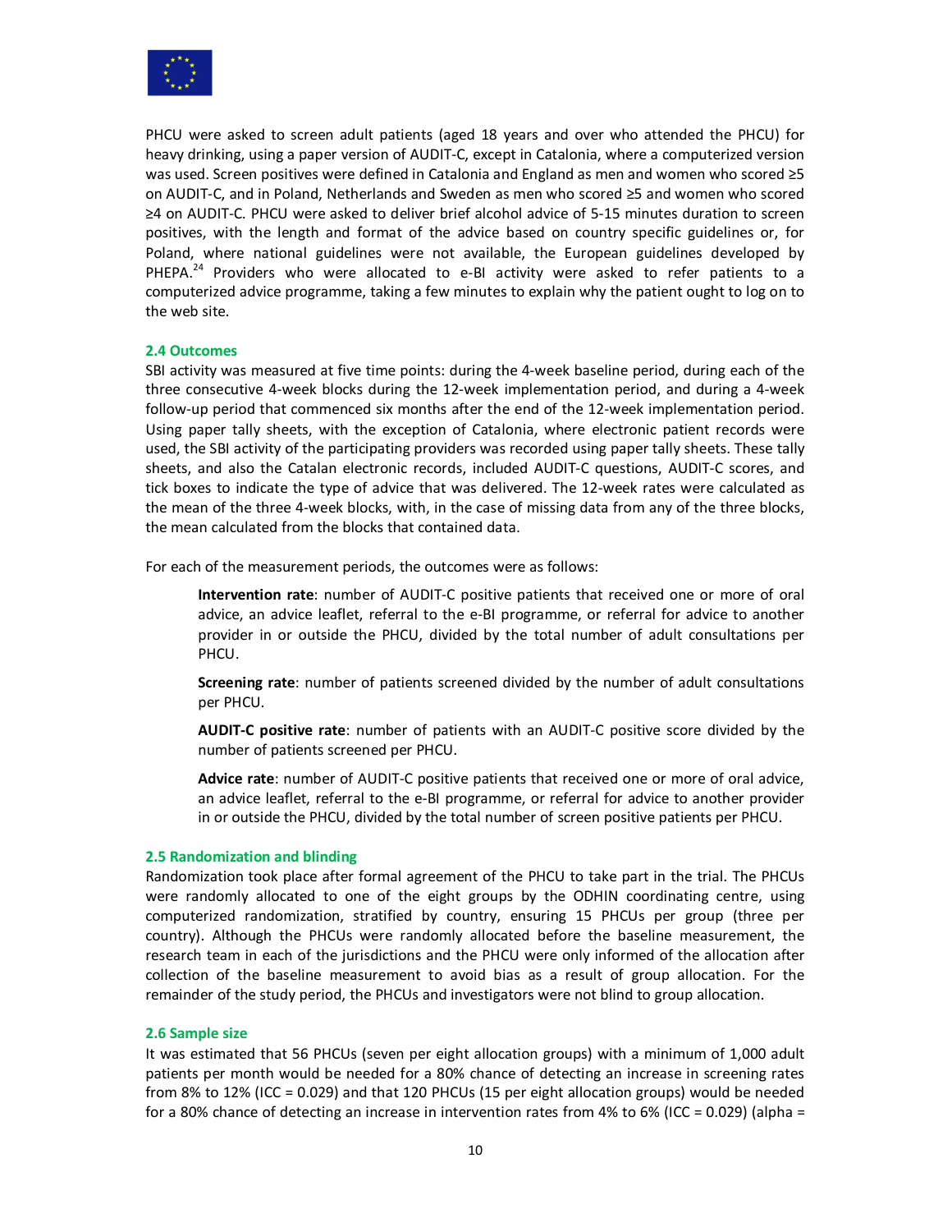PHCU were asked to screen adult patients (aged 18 years and over who attended the PHCU) for heavy drinking, using a paper version of AUDIT-C, except in Catalonia, where a computerized version was used. Screen positives were defined in Catalonia and England as men and women who scored ≥5 on AUDIT-C, and in Poland, Netherlands and Sweden as men who scored ≥5 and women who scored ≥4 on AUDIT-C. PHCU were asked to deliver brief alcohol advice of 5-15 minutes duration to screen positives, with the length and format of the advice based on country specific guidelines or, for Poland, where national guidelines were not available, the European guidelines developed by PHEPA.[24] Providers who were allocated to e-BI activity were asked to refer patients to a computerized advice programme, taking a few minutes to explain why the patient ought to log on to the web site.

### 2.4 Outcomes

SBI activity was measured at five time points: during the 4-week baseline period, during each of the three consecutive 4-week blocks during the 12-week implementation period, and during a 4-week follow-up period that commenced six months after the end of the 12-week implementation period. Using paper tally sheets, with the exception of Catalonia, where electronic patient records were used, the SBI activity of the participating providers was recorded using paper tally sheets. These tally sheets, and also the Catalan electronic records, included AUDIT-C questions, AUDIT-C scores, and tick boxes to indicate the type of advice that was delivered. The 12-week rates were calculated as the mean of the three 4-week blocks, with, in the case of missing data from any of the three blocks, the mean calculated from the blocks that contained data.

For each of the measurement periods, the outcomes were as follows:

> **Intervention rate**: number of AUDIT-C positive patients that received one or more of oral advice, an advice leaflet, referral to the e-BI programme, or referral for advice to another provider in or outside the PHCU, divided by the total number of adult consultations per PHCU.
>
> **Screening rate**: number of patients screened divided by the number of adult consultations per PHCU.
>
> **AUDIT-C positive rate**: number of patients with an AUDIT-C positive score divided by the number of patients screened per PHCU.
>
> **Advice rate**: number of AUDIT-C positive patients that received one or more of oral advice, an advice leaflet, referral to the e-BI programme, or referral for advice to another provider in or outside the PHCU, divided by the total number of screen positive patients per PHCU.

### 2.5 Randomization and blinding

Randomization took place after formal agreement of the PHCU to take part in the trial. The PHCUs were randomly allocated to one of the eight groups by the ODHIN coordinating centre, using computerized randomization, stratified by country, ensuring 15 PHCUs per group (three per country). Although the PHCUs were randomly allocated before the baseline measurement, the research team in each of the jurisdictions and the PHCU were only informed of the allocation after collection of the baseline measurement to avoid bias as a result of group allocation. For the remainder of the study period, the PHCUs and investigators were not blind to group allocation.

### 2.6 Sample size

It was estimated that 56 PHCUs (seven per eight allocation groups) with a minimum of 1,000 adult patients per month would be needed for a 80% chance of detecting an increase in screening rates from 8% to 12% (ICC = 0.029) and that 120 PHCUs (15 per eight allocation groups) would be needed for a 80% chance of detecting an increase in intervention rates from 4% to 6% (ICC = 0.029) (alpha =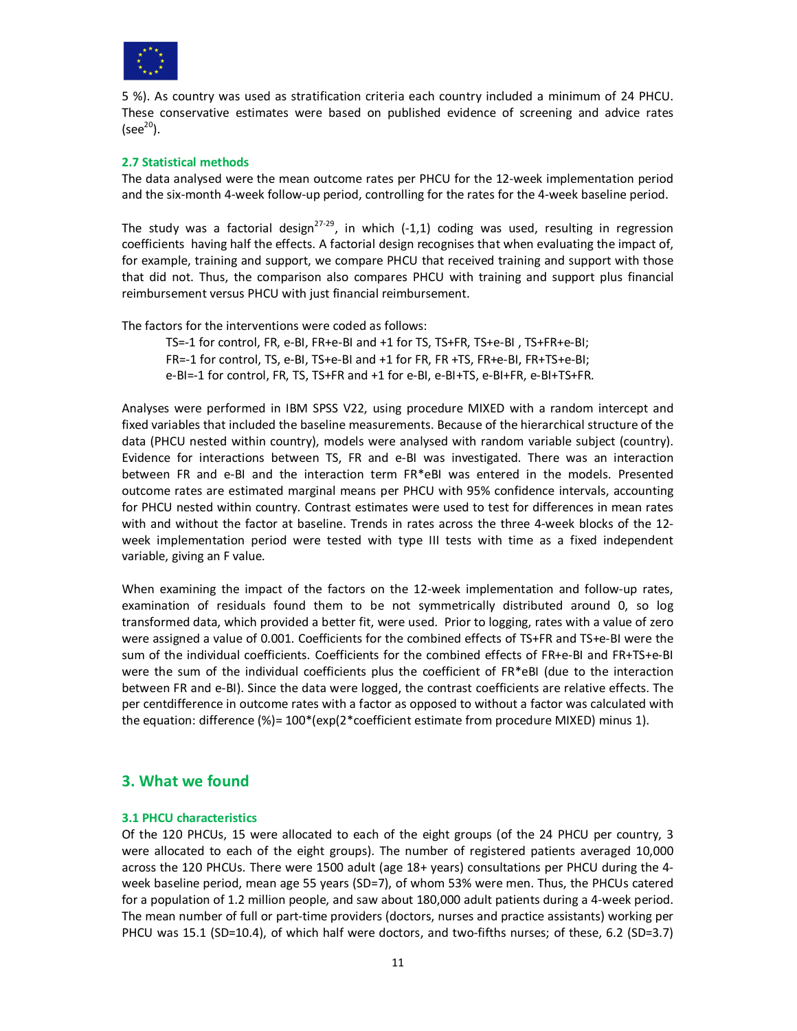5 %). As country was used as stratification criteria each country included a minimum of 24 PHCU. These conservative estimates were based on published evidence of screening and advice rates (see[20]).

### 2.7 Statistical methods

The data analysed were the mean outcome rates per PHCU for the 12-week implementation period and the six-month 4-week follow-up period, controlling for the rates for the 4-week baseline period.

The study was a factorial design[27-29], in which (-1,1) coding was used, resulting in regression coefficients having half the effects. A factorial design recognises that when evaluating the impact of, for example, training and support, we compare PHCU that received training and support with those that did not. Thus, the comparison also compares PHCU with training and support plus financial reimbursement versus PHCU with just financial reimbursement.

The factors for the interventions were coded as follows:

> TS=-1 for control, FR, e-BI, FR+e-BI and +1 for TS, TS+FR, TS+e-BI , TS+FR+e-BI;
> FR=-1 for control, TS, e-BI, TS+e-BI and +1 for FR, FR +TS, FR+e-BI, FR+TS+e-BI;
> e-BI=-1 for control, FR, TS, TS+FR and +1 for e-BI, e-BI+TS, e-BI+FR, e-BI+TS+FR.

Analyses were performed in IBM SPSS V22, using procedure MIXED with a random intercept and fixed variables that included the baseline measurements. Because of the hierarchical structure of the data (PHCU nested within country), models were analysed with random variable subject (country). Evidence for interactions between TS, FR and e-BI was investigated. There was an interaction between FR and e-BI and the interaction term FR*eBI was entered in the models. Presented outcome rates are estimated marginal means per PHCU with 95% confidence intervals, accounting for PHCU nested within country. Contrast estimates were used to test for differences in mean rates with and without the factor at baseline. Trends in rates across the three 4-week blocks of the 12-week implementation period were tested with type III tests with time as a fixed independent variable, giving an F value.

When examining the impact of the factors on the 12-week implementation and follow-up rates, examination of residuals found them to be not symmetrically distributed around 0, so log transformed data, which provided a better fit, were used. Prior to logging, rates with a value of zero were assigned a value of 0.001. Coefficients for the combined effects of TS+FR and TS+e-BI were the sum of the individual coefficients. Coefficients for the combined effects of FR+e-BI and FR+TS+e-BI were the sum of the individual coefficients plus the coefficient of FR*eBI (due to the interaction between FR and e-BI). Since the data were logged, the contrast coefficients are relative effects. The per centdifference in outcome rates with a factor as opposed to without a factor was calculated with the equation: difference (%)= 100*(exp(2*coefficient estimate from procedure MIXED) minus 1).

## 3. What we found

### 3.1 PHCU characteristics

Of the 120 PHCUs, 15 were allocated to each of the eight groups (of the 24 PHCU per country, 3 were allocated to each of the eight groups). The number of registered patients averaged 10,000 across the 120 PHCUs. There were 1500 adult (age 18+ years) consultations per PHCU during the 4-week baseline period, mean age 55 years (SD=7), of whom 53% were men. Thus, the PHCUs catered for a population of 1.2 million people, and saw about 180,000 adult patients during a 4-week period. The mean number of full or part-time providers (doctors, nurses and practice assistants) working per PHCU was 15.1 (SD=10.4), of which half were doctors, and two-fifths nurses; of these, 6.2 (SD=3.7)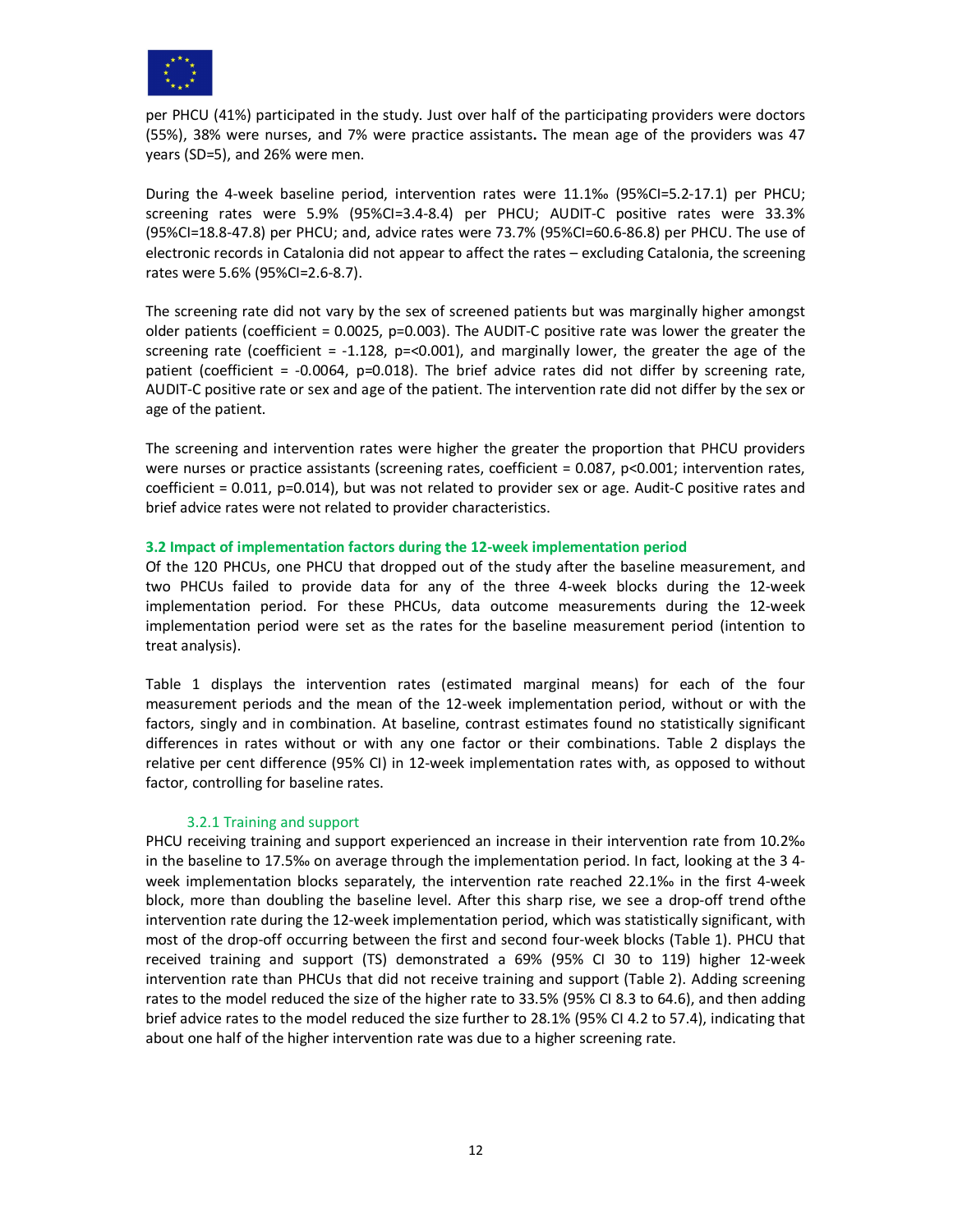per PHCU (41%) participated in the study. Just over half of the participating providers were doctors (55%), 38% were nurses, and 7% were practice assistants**.** The mean age of the providers was 47 years (SD=5), and 26% were men.

During the 4-week baseline period, intervention rates were 11.1‰ (95%CI=5.2-17.1) per PHCU; screening rates were 5.9% (95%CI=3.4-8.4) per PHCU; AUDIT-C positive rates were 33.3% (95%CI=18.8-47.8) per PHCU; and, advice rates were 73.7% (95%CI=60.6-86.8) per PHCU. The use of electronic records in Catalonia did not appear to affect the rates – excluding Catalonia, the screening rates were 5.6% (95%CI=2.6-8.7).

The screening rate did not vary by the sex of screened patients but was marginally higher amongst older patients (coefficient = 0.0025, p=0.003). The AUDIT-C positive rate was lower the greater the screening rate (coefficient = -1.128, p=<0.001), and marginally lower, the greater the age of the patient (coefficient = -0.0064, p=0.018). The brief advice rates did not differ by screening rate, AUDIT-C positive rate or sex and age of the patient. The intervention rate did not differ by the sex or age of the patient.

The screening and intervention rates were higher the greater the proportion that PHCU providers were nurses or practice assistants (screening rates, coefficient = 0.087, p<0.001; intervention rates, coefficient = 0.011, p=0.014), but was not related to provider sex or age. Audit-C positive rates and brief advice rates were not related to provider characteristics.

### 3.2 Impact of implementation factors during the 12-week implementation period

Of the 120 PHCUs, one PHCU that dropped out of the study after the baseline measurement, and two PHCUs failed to provide data for any of the three 4-week blocks during the 12-week implementation period. For these PHCUs, data outcome measurements during the 12-week implementation period were set as the rates for the baseline measurement period (intention to treat analysis).

Table 1 displays the intervention rates (estimated marginal means) for each of the four measurement periods and the mean of the 12-week implementation period, without or with the factors, singly and in combination. At baseline, contrast estimates found no statistically significant differences in rates without or with any one factor or their combinations. Table 2 displays the relative per cent difference (95% CI) in 12-week implementation rates with, as opposed to without factor, controlling for baseline rates.

#### 3.2.1 Training and support

PHCU receiving training and support experienced an increase in their intervention rate from 10.2‰ in the baseline to 17.5‰ on average through the implementation period. In fact, looking at the 3 4-week implementation blocks separately, the intervention rate reached 22.1‰ in the first 4-week block, more than doubling the baseline level. After this sharp rise, we see a drop-off trend ofthe intervention rate during the 12-week implementation period, which was statistically significant, with most of the drop-off occurring between the first and second four-week blocks (Table 1). PHCU that received training and support (TS) demonstrated a 69% (95% CI 30 to 119) higher 12-week intervention rate than PHCUs that did not receive training and support (Table 2). Adding screening rates to the model reduced the size of the higher rate to 33.5% (95% CI 8.3 to 64.6), and then adding brief advice rates to the model reduced the size further to 28.1% (95% CI 4.2 to 57.4), indicating that about one half of the higher intervention rate was due to a higher screening rate.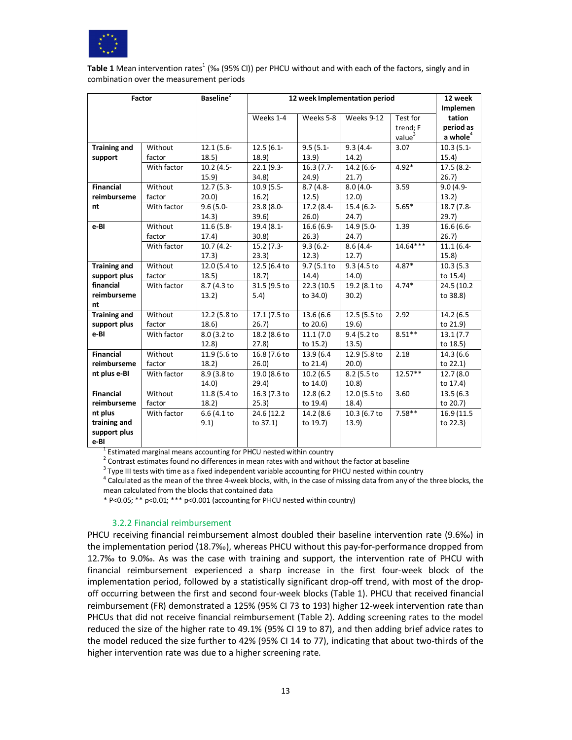**Table 1** Mean intervention rates[1] (‰ (95% CI)) per PHCU without and with each of the factors, singly and in combination over the measurement periods

| Factor | | Baseline[2] | 12 week Implementation period | | | | 12 week Implementation period as a whole[4] |
|---|---|---|---|---|---|---|---|
| | | | Weeks 1-4 | Weeks 5-8 | Weeks 9-12 | Test for trend; F value[3] | |
| **Training and support** | Without factor | 12.1 (5.6-18.5) | 12.5 (6.1-18.9) | 9.5 (5.1-13.9) | 9.3 (4.4-14.2) | 3.07 | 10.3 (5.1-15.4) |
| | With factor | 10.2 (4.5-15.9) | 22.1 (9.3-34.8) | 16.3 (7.7-24.9) | 14.2 (6.6-21.7) | 4.92* | 17.5 (8.2-26.7) |
| **Financial reimbursement** | Without factor | 12.7 (5.3-20.0) | 10.9 (5.5-16.2) | 8.7 (4.8-12.5) | 8.0 (4.0-12.0) | 3.59 | 9.0 (4.9-13.2) |
| | With factor | 9.6 (5.0-14.3) | 23.8 (8.0-39.6) | 17.2 (8.4-26.0) | 15.4 (6.2-24.7) | 5.65* | 18.7 (7.8-29.7) |
| **e-BI** | Without factor | 11.6 (5.8-17.4) | 19.4 (8.1-30.8) | 16.6 (6.9-26.3) | 14.9 (5.0-24.7) | 1.39 | 16.6 (6.6-26.7) |
| | With factor | 10.7 (4.2-17.3) | 15.2 (7.3-23.3) | 9.3 (6.2-12.3) | 8.6 (4.4-12.7) | 14.64*** | 11.1 (6.4-15.8) |
| **Training and support plus financial reimbursement** | Without factor | 12.0 (5.4 to 18.5) | 12.5 (6.4 to 18.7) | 9.7 (5.1 to 14.4) | 9.3 (4.5 to 14.0) | 4.87* | 10.3 (5.3 to 15.4) |
| | With factor | 8.7 (4.3 to 13.2) | 31.5 (9.5 to 5.4) | 22.3 (10.5 to 34.0) | 19.2 (8.1 to 30.2) | 4.74* | 24.5 (10.2 to 38.8) |
| **Training and support plus e-BI** | Without factor | 12.2 (5.8 to 18.6) | 17.1 (7.5 to 26.7) | 13.6 (6.6 to 20.6) | 12.5 (5.5 to 19.6) | 2.92 | 14.2 (6.5 to 21.9) |
| | With factor | 8.0 (3.2 to 12.8) | 18.2 (8.6 to 27.8) | 11.1 (7.0 to 15.2) | 9.4 (5.2 to 13.5) | 8.51** | 13.1 (7.7 to 18.5) |
| **Financial reimbursement plus e-BI** | Without factor | 11.9 (5.6 to 18.2) | 16.8 (7.6 to 26.0) | 13.9 (6.4 to 21.4) | 12.9 (5.8 to 20.0) | 2.18 | 14.3 (6.6 to 22.1) |
| | With factor | 8.9 (3.8 to 14.0) | 19.0 (8.6 to 29.4) | 10.2 (6.5 to 14.0) | 8.2 (5.5 to 10.8) | 12.57** | 12.7 (8.0 to 17.4) |
| **Financial reimbursement plus training and support plus e-BI** | Without factor | 11.8 (5.4 to 18.2) | 16.3 (7.3 to 25.3) | 12.8 (6.2 to 19.4) | 12.0 (5.5 to 18.4) | 3.60 | 13.5 (6.3 to 20.7) |
| | With factor | 6.6 (4.1 to 9.1) | 24.6 (12.2 to 37.1) | 14.2 (8.6 to 19.7) | 10.3 (6.7 to 13.9) | 7.58** | 16.9 (11.5 to 22.3) |

[1] Estimated marginal means accounting for PHCU nested within country
[2] Contrast estimates found no differences in mean rates with and without the factor at baseline
[3] Type III tests with time as a fixed independent variable accounting for PHCU nested within country
[4] Calculated as the mean of the three 4-week blocks, with, in the case of missing data from any of the three blocks, the mean calculated from the blocks that contained data
* P<0.05; ** p<0.01; *** p<0.001 (accounting for PHCU nested within country)

### 3.2.2 Financial reimbursement

PHCU receiving financial reimbursement almost doubled their baseline intervention rate (9.6‰) in the implementation period (18.7‰), whereas PHCU without this pay-for-performance dropped from 12.7‰ to 9.0‰. As was the case with training and support, the intervention rate of PHCU with financial reimbursement experienced a sharp increase in the first four-week block of the implementation period, followed by a statistically significant drop-off trend, with most of the drop-off occurring between the first and second four-week blocks (Table 1). PHCU that received financial reimbursement (FR) demonstrated a 125% (95% CI 73 to 193) higher 12-week intervention rate than PHCUs that did not receive financial reimbursement (Table 2). Adding screening rates to the model reduced the size of the higher rate to 49.1% (95% CI 19 to 87), and then adding brief advice rates to the model reduced the size further to 42% (95% CI 14 to 77), indicating that about two-thirds of the higher intervention rate was due to a higher screening rate.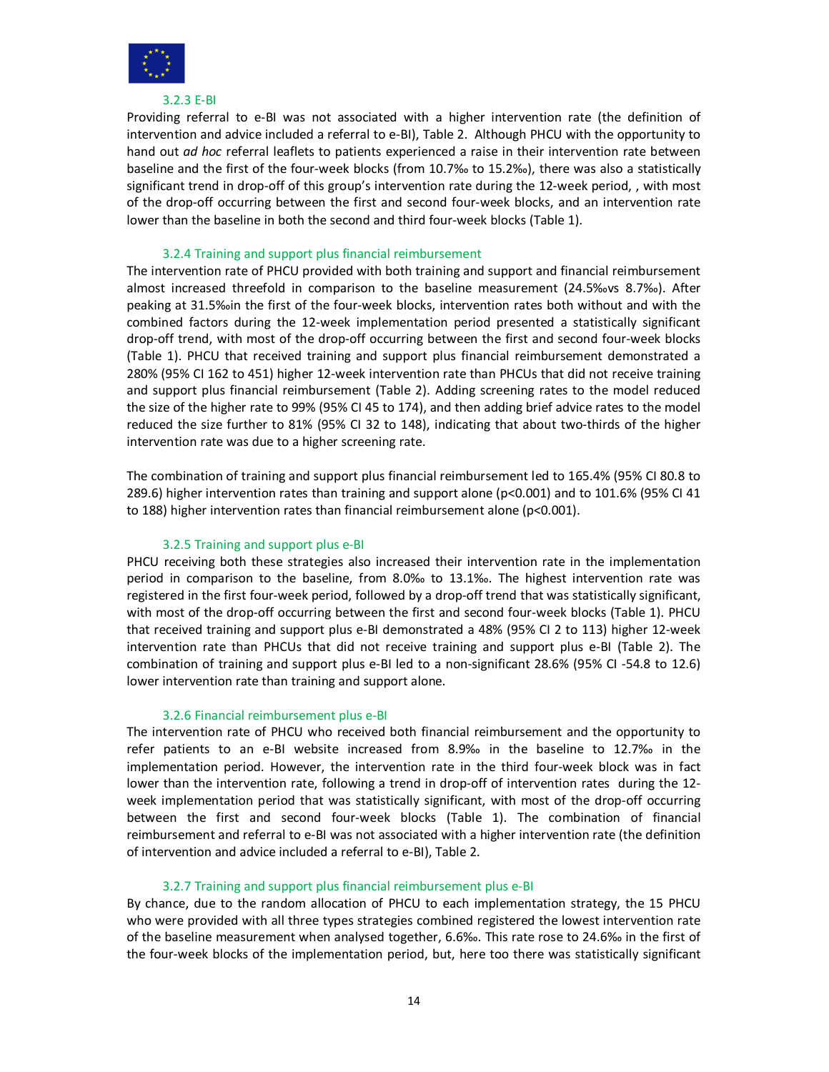### 3.2.3 E-BI

Providing referral to e-BI was not associated with a higher intervention rate (the definition of intervention and advice included a referral to e-BI), Table 2. Although PHCU with the opportunity to hand out *ad hoc* referral leaflets to patients experienced a raise in their intervention rate between baseline and the first of the four-week blocks (from 10.7‰ to 15.2‰), there was also a statistically significant trend in drop-off of this group's intervention rate during the 12-week period, , with most of the drop-off occurring between the first and second four-week blocks, and an intervention rate lower than the baseline in both the second and third four-week blocks (Table 1).

### 3.2.4 Training and support plus financial reimbursement

The intervention rate of PHCU provided with both training and support and financial reimbursement almost increased threefold in comparison to the baseline measurement (24.5‰vs 8.7‰). After peaking at 31.5‰in the first of the four-week blocks, intervention rates both without and with the combined factors during the 12-week implementation period presented a statistically significant drop-off trend, with most of the drop-off occurring between the first and second four-week blocks (Table 1). PHCU that received training and support plus financial reimbursement demonstrated a 280% (95% CI 162 to 451) higher 12-week intervention rate than PHCUs that did not receive training and support plus financial reimbursement (Table 2). Adding screening rates to the model reduced the size of the higher rate to 99% (95% CI 45 to 174), and then adding brief advice rates to the model reduced the size further to 81% (95% CI 32 to 148), indicating that about two-thirds of the higher intervention rate was due to a higher screening rate.

The combination of training and support plus financial reimbursement led to 165.4% (95% CI 80.8 to 289.6) higher intervention rates than training and support alone ($p<0.001$) and to 101.6% (95% CI 41 to 188) higher intervention rates than financial reimbursement alone ($p<0.001$).

### 3.2.5 Training and support plus e-BI

PHCU receiving both these strategies also increased their intervention rate in the implementation period in comparison to the baseline, from 8.0‰ to 13.1‰. The highest intervention rate was registered in the first four-week period, followed by a drop-off trend that was statistically significant, with most of the drop-off occurring between the first and second four-week blocks (Table 1). PHCU that received training and support plus e-BI demonstrated a 48% (95% CI 2 to 113) higher 12-week intervention rate than PHCUs that did not receive training and support plus e-BI (Table 2). The combination of training and support plus e-BI led to a non-significant 28.6% (95% CI -54.8 to 12.6) lower intervention rate than training and support alone.

### 3.2.6 Financial reimbursement plus e-BI

The intervention rate of PHCU who received both financial reimbursement and the opportunity to refer patients to an e-BI website increased from 8.9‰ in the baseline to 12.7‰ in the implementation period. However, the intervention rate in the third four-week block was in fact lower than the intervention rate, following a trend in drop-off of intervention rates during the 12-week implementation period that was statistically significant, with most of the drop-off occurring between the first and second four-week blocks (Table 1). The combination of financial reimbursement and referral to e-BI was not associated with a higher intervention rate (the definition of intervention and advice included a referral to e-BI), Table 2.

### 3.2.7 Training and support plus financial reimbursement plus e-BI

By chance, due to the random allocation of PHCU to each implementation strategy, the 15 PHCU who were provided with all three types strategies combined registered the lowest intervention rate of the baseline measurement when analysed together, 6.6‰. This rate rose to 24.6‰ in the first of the four-week blocks of the implementation period, but, here too there was statistically significant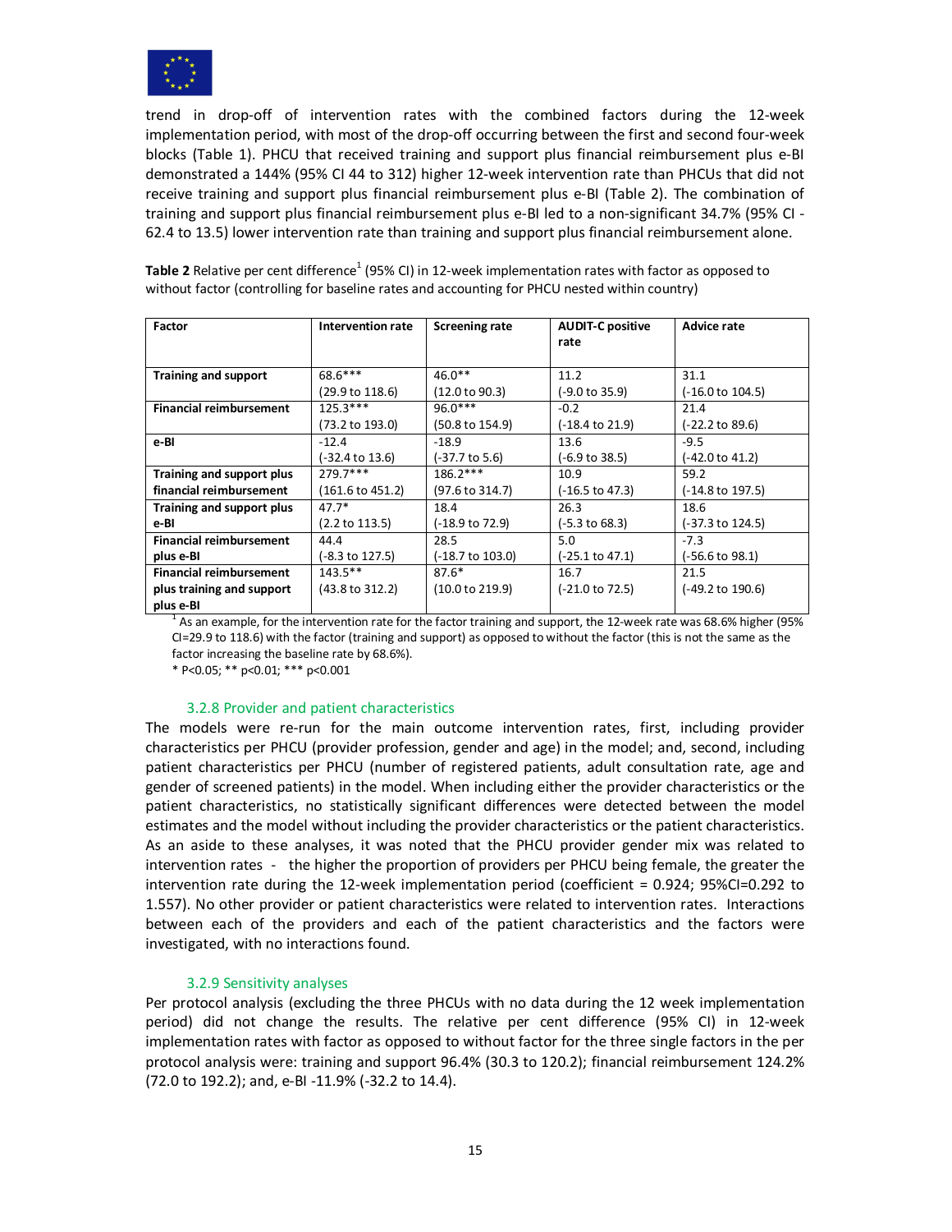trend in drop-off of intervention rates with the combined factors during the 12-week implementation period, with most of the drop-off occurring between the first and second four-week blocks (Table 1). PHCU that received training and support plus financial reimbursement plus e-BI demonstrated a 144% (95% CI 44 to 312) higher 12-week intervention rate than PHCUs that did not receive training and support plus financial reimbursement plus e-BI (Table 2). The combination of training and support plus financial reimbursement plus e-BI led to a non-significant 34.7% (95% CI -62.4 to 13.5) lower intervention rate than training and support plus financial reimbursement alone.

**Table 2** Relative per cent difference[1] (95% CI) in 12-week implementation rates with factor as opposed to without factor (controlling for baseline rates and accounting for PHCU nested within country)

| Factor | Intervention rate | Screening rate | AUDIT-C positive rate | Advice rate |
|---|---|---|---|---|
| **Training and support** | 68.6***<br>(29.9 to 118.6) | 46.0**<br>(12.0 to 90.3) | 11.2<br>(-9.0 to 35.9) | 31.1<br>(-16.0 to 104.5) |
| **Financial reimbursement** | 125.3***<br>(73.2 to 193.0) | 96.0***<br>(50.8 to 154.9) | -0.2<br>(-18.4 to 21.9) | 21.4<br>(-22.2 to 89.6) |
| **e-BI** | -12.4<br>(-32.4 to 13.6) | -18.9<br>(-37.7 to 5.6) | 13.6<br>(-6.9 to 38.5) | -9.5<br>(-42.0 to 41.2) |
| **Training and support plus financial reimbursement** | 279.7***<br>(161.6 to 451.2) | 186.2***<br>(97.6 to 314.7) | 10.9<br>(-16.5 to 47.3) | 59.2<br>(-14.8 to 197.5) |
| **Training and support plus e-BI** | 47.7*<br>(2.2 to 113.5) | 18.4<br>(-18.9 to 72.9) | 26.3<br>(-5.3 to 68.3) | 18.6<br>(-37.3 to 124.5) |
| **Financial reimbursement plus e-BI** | 44.4<br>(-8.3 to 127.5) | 28.5<br>(-18.7 to 103.0) | 5.0<br>(-25.1 to 47.1) | -7.3<br>(-56.6 to 98.1) |
| **Financial reimbursement plus training and support plus e-BI** | 143.5**<br>(43.8 to 312.2) | 87.6*<br>(10.0 to 219.9) | 16.7<br>(-21.0 to 72.5) | 21.5<br>(-49.2 to 190.6) |

[1] As an example, for the intervention rate for the factor training and support, the 12-week rate was 68.6% higher (95% CI=29.9 to 118.6) with the factor (training and support) as opposed to without the factor (this is not the same as the factor increasing the baseline rate by 68.6%).

* P<0.05; ** p<0.01; *** p<0.001

### 3.2.8 Provider and patient characteristics

The models were re-run for the main outcome intervention rates, first, including provider characteristics per PHCU (provider profession, gender and age) in the model; and, second, including patient characteristics per PHCU (number of registered patients, adult consultation rate, age and gender of screened patients) in the model. When including either the provider characteristics or the patient characteristics, no statistically significant differences were detected between the model estimates and the model without including the provider characteristics or the patient characteristics. As an aside to these analyses, it was noted that the PHCU provider gender mix was related to intervention rates - the higher the proportion of providers per PHCU being female, the greater the intervention rate during the 12-week implementation period (coefficient = 0.924; 95%CI=0.292 to 1.557). No other provider or patient characteristics were related to intervention rates. Interactions between each of the providers and each of the patient characteristics and the factors were investigated, with no interactions found.

### 3.2.9 Sensitivity analyses

Per protocol analysis (excluding the three PHCUs with no data during the 12 week implementation period) did not change the results. The relative per cent difference (95% CI) in 12-week implementation rates with factor as opposed to without factor for the three single factors in the per protocol analysis were: training and support 96.4% (30.3 to 120.2); financial reimbursement 124.2% (72.0 to 192.2); and, e-BI -11.9% (-32.2 to 14.4).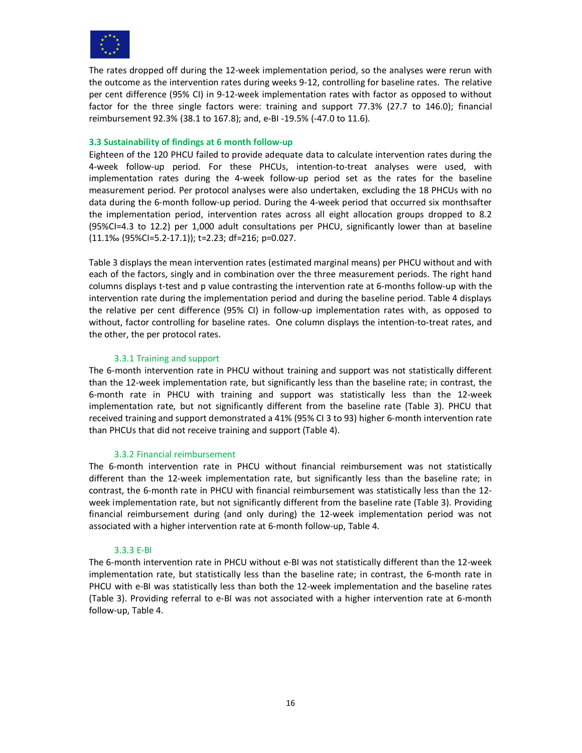The rates dropped off during the 12-week implementation period, so the analyses were rerun with the outcome as the intervention rates during weeks 9-12, controlling for baseline rates. The relative per cent difference (95% CI) in 9-12-week implementation rates with factor as opposed to without factor for the three single factors were: training and support 77.3% (27.7 to 146.0); financial reimbursement 92.3% (38.1 to 167.8); and, e-BI -19.5% (-47.0 to 11.6).

### 3.3 Sustainability of findings at 6 month follow-up

Eighteen of the 120 PHCU failed to provide adequate data to calculate intervention rates during the 4-week follow-up period. For these PHCUs, intention-to-treat analyses were used, with implementation rates during the 4-week follow-up period set as the rates for the baseline measurement period. Per protocol analyses were also undertaken, excluding the 18 PHCUs with no data during the 6-month follow-up period. During the 4-week period that occurred six monthsafter the implementation period, intervention rates across all eight allocation groups dropped to 8.2 (95%CI=4.3 to 12.2) per 1,000 adult consultations per PHCU, significantly lower than at baseline (11.1‰ (95%CI=5.2-17.1)); t=2.23; df=216; p=0.027.

Table 3 displays the mean intervention rates (estimated marginal means) per PHCU without and with each of the factors, singly and in combination over the three measurement periods. The right hand columns displays t-test and p value contrasting the intervention rate at 6-months follow-up with the intervention rate during the implementation period and during the baseline period. Table 4 displays the relative per cent difference (95% CI) in follow-up implementation rates with, as opposed to without, factor controlling for baseline rates. One column displays the intention-to-treat rates, and the other, the per protocol rates.

#### 3.3.1 Training and support

The 6-month intervention rate in PHCU without training and support was not statistically different than the 12-week implementation rate, but significantly less than the baseline rate; in contrast, the 6-month rate in PHCU with training and support was statistically less than the 12-week implementation rate, but not significantly different from the baseline rate (Table 3). PHCU that received training and support demonstrated a 41% (95% CI 3 to 93) higher 6-month intervention rate than PHCUs that did not receive training and support (Table 4).

#### 3.3.2 Financial reimbursement

The 6-month intervention rate in PHCU without financial reimbursement was not statistically different than the 12-week implementation rate, but significantly less than the baseline rate; in contrast, the 6-month rate in PHCU with financial reimbursement was statistically less than the 12-week implementation rate, but not significantly different from the baseline rate (Table 3). Providing financial reimbursement during (and only during) the 12-week implementation period was not associated with a higher intervention rate at 6-month follow-up, Table 4.

#### 3.3.3 E-BI

The 6-month intervention rate in PHCU without e-BI was not statistically different than the 12-week implementation rate, but statistically less than the baseline rate; in contrast, the 6-month rate in PHCU with e-BI was statistically less than both the 12-week implementation and the baseline rates (Table 3). Providing referral to e-BI was not associated with a higher intervention rate at 6-month follow-up, Table 4.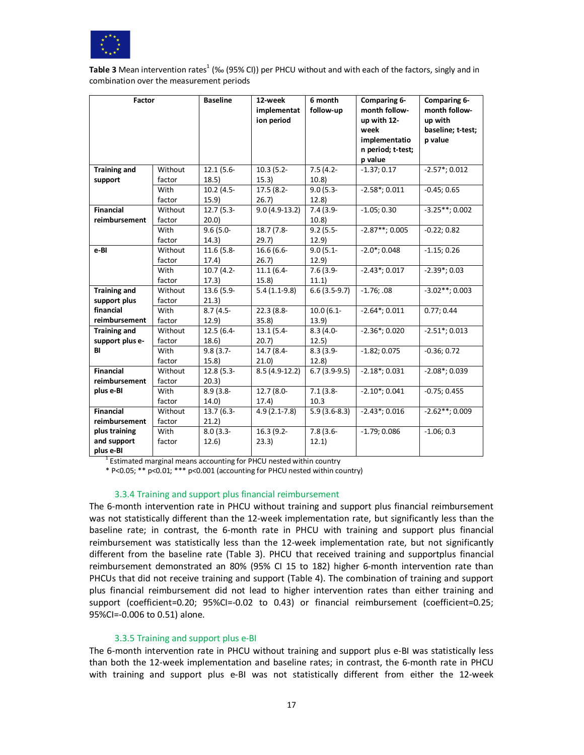**Table 3** Mean intervention rates[1] (‰ (95% CI)) per PHCU without and with each of the factors, singly and in combination over the measurement periods

| Factor | | Baseline | 12-week implementation period | 6 month follow-up | Comparing 6-month follow-up with 12-week implementation period; t-test; p value | Comparing 6-month follow-up with baseline; t-test; p value |
|---|---|---|---|---|---|---|
| **Training and support** | Without factor | 12.1 (5.6-18.5) | 10.3 (5.2-15.3) | 7.5 (4.2-10.8) | -1.37; 0.17 | -2.57*; 0.012 |
| | With factor | 10.2 (4.5-15.9) | 17.5 (8.2-26.7) | 9.0 (5.3-12.8) | -2.58*; 0.011 | -0.45; 0.65 |
| **Financial reimbursement** | Without factor | 12.7 (5.3-20.0) | 9.0 (4.9-13.2) | 7.4 (3.9-10.8) | -1.05; 0.30 | -3.25**; 0.002 |
| | With factor | 9.6 (5.0-14.3) | 18.7 (7.8-29.7) | 9.2 (5.5-12.9) | -2.87**; 0.005 | -0.22; 0.82 |
| **e-BI** | Without factor | 11.6 (5.8-17.4) | 16.6 (6.6-26.7) | 9.0 (5.1-12.9) | -2.0*; 0.048 | -1.15; 0.26 |
| | With factor | 10.7 (4.2-17.3) | 11.1 (6.4-15.8) | 7.6 (3.9-11.1) | -2.43*; 0.017 | -2.39*; 0.03 |
| **Training and support plus financial reimbursement** | Without factor | 13.6 (5.9-21.3) | 5.4 (1.1-9.8) | 6.6 (3.5-9.7) | -1.76; .08 | -3.02**; 0.003 |
| | With factor | 8.7 (4.5-12.9) | 22.3 (8.8-35.8) | 10.0 (6.1-13.9) | -2.64*; 0.011 | 0.77; 0.44 |
| **Training and support plus e-BI** | Without factor | 12.5 (6.4-18.6) | 13.1 (5.4-20.7) | 8.3 (4.0-12.5) | -2.36*; 0.020 | -2.51*; 0.013 |
| | With factor | 9.8 (3.7-15.8) | 14.7 (8.4-21.0) | 8.3 (3.9-12.8) | -1.82; 0.075 | -0.36; 0.72 |
| **Financial reimbursement plus e-BI** | Without factor | 12.8 (5.3-20.3) | 8.5 (4.9-12.2) | 6.7 (3.9-9.5) | -2.18*; 0.031 | -2.08*; 0.039 |
| | With factor | 8.9 (3.8-14.0) | 12.7 (8.0-17.4) | 7.1 (3.8-10.3 | -2.10*; 0.041 | -0.75; 0.455 |
| **Financial reimbursement plus training and support plus e-BI** | Without factor | 13.7 (6.3-21.2) | 4.9 (2.1-7.8) | 5.9 (3.6-8.3) | -2.43*; 0.016 | -2.62**; 0.009 |
| | With factor | 8.0 (3.3-12.6) | 16.3 (9.2-23.3) | 7.8 (3.6-12.1) | -1.79; 0.086 | -1.06; 0.3 |

[1] Estimated marginal means accounting for PHCU nested within country

\* P<0.05; ** p<0.01; *** p<0.001 (accounting for PHCU nested within country)

### 3.3.4 Training and support plus financial reimbursement

The 6-month intervention rate in PHCU without training and support plus financial reimbursement was not statistically different than the 12-week implementation rate, but significantly less than the baseline rate; in contrast, the 6-month rate in PHCU with training and support plus financial reimbursement was statistically less than the 12-week implementation rate, but not significantly different from the baseline rate (Table 3). PHCU that received training and supportplus financial reimbursement demonstrated an 80% (95% CI 15 to 182) higher 6-month intervention rate than PHCUs that did not receive training and support (Table 4). The combination of training and support plus financial reimbursement did not lead to higher intervention rates than either training and support (coefficient=0.20; 95%CI=-0.02 to 0.43) or financial reimbursement (coefficient=0.25; 95%CI=-0.006 to 0.51) alone.

### 3.3.5 Training and support plus e-BI

The 6-month intervention rate in PHCU without training and support plus e-BI was statistically less than both the 12-week implementation and baseline rates; in contrast, the 6-month rate in PHCU with training and support plus e-BI was not statistically different from either the 12-week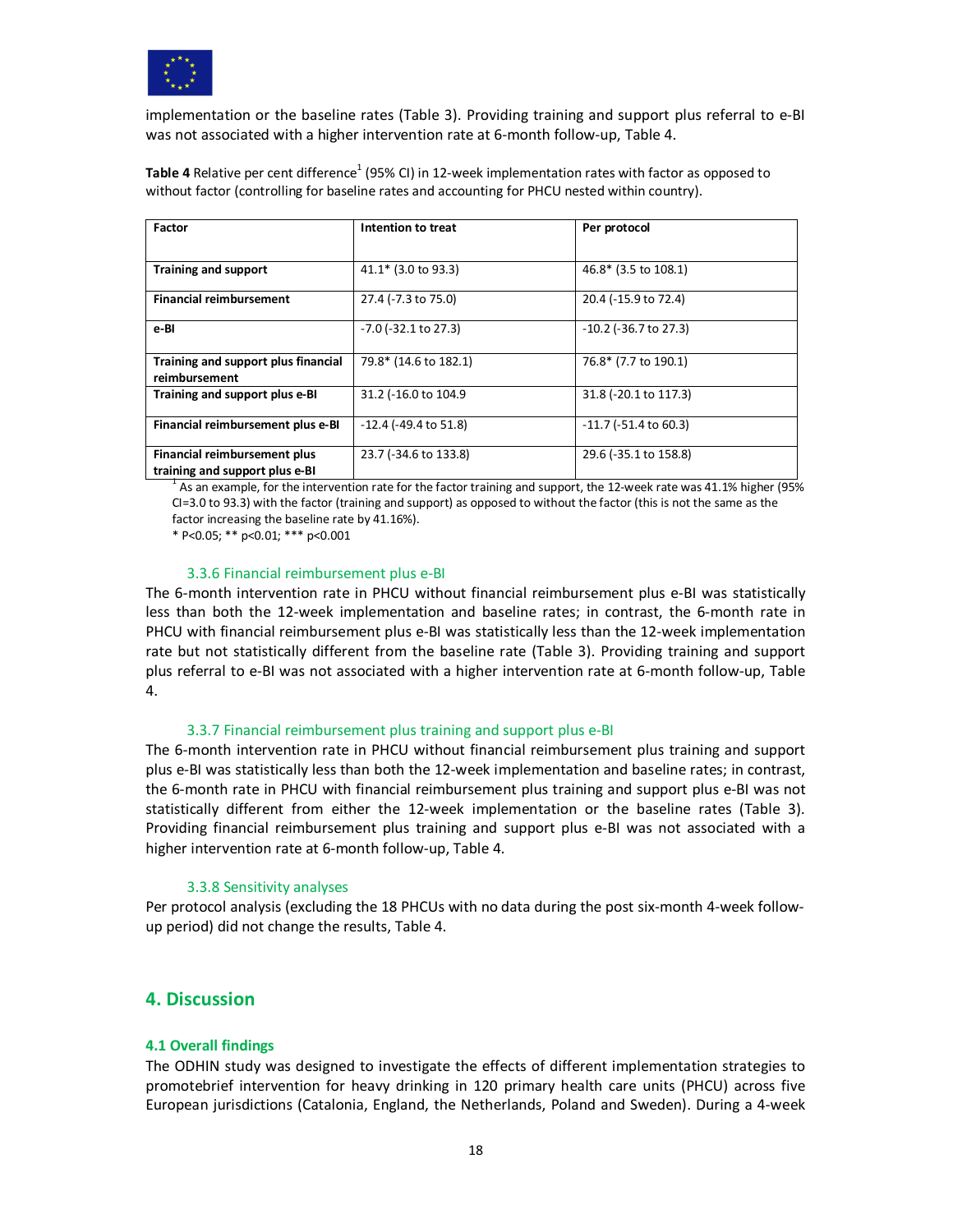implementation or the baseline rates (Table 3). Providing training and support plus referral to e-BI was not associated with a higher intervention rate at 6-month follow-up, Table 4.

**Table 4** Relative per cent difference[1] (95% CI) in 12-week implementation rates with factor as opposed to without factor (controlling for baseline rates and accounting for PHCU nested within country).

| Factor | Intention to treat | Per protocol |
|---|---|---|
| **Training and support** | 41.1* (3.0 to 93.3) | 46.8* (3.5 to 108.1) |
| **Financial reimbursement** | 27.4 (-7.3 to 75.0) | 20.4 (-15.9 to 72.4) |
| **e-BI** | -7.0 (-32.1 to 27.3) | -10.2 (-36.7 to 27.3) |
| **Training and support plus financial reimbursement** | 79.8* (14.6 to 182.1) | 76.8* (7.7 to 190.1) |
| **Training and support plus e-BI** | 31.2 (-16.0 to 104.9 | 31.8 (-20.1 to 117.3) |
| **Financial reimbursement plus e-BI** | -12.4 (-49.4 to 51.8) | -11.7 (-51.4 to 60.3) |
| **Financial reimbursement plus training and support plus e-BI** | 23.7 (-34.6 to 133.8) | 29.6 (-35.1 to 158.8) |

[1] As an example, for the intervention rate for the factor training and support, the 12-week rate was 41.1% higher (95% CI=3.0 to 93.3) with the factor (training and support) as opposed to without the factor (this is not the same as the factor increasing the baseline rate by 41.16%).

* P<0.05; ** p<0.01; *** p<0.001

### 3.3.6 Financial reimbursement plus e-BI

The 6-month intervention rate in PHCU without financial reimbursement plus e-BI was statistically less than both the 12-week implementation and baseline rates; in contrast, the 6-month rate in PHCU with financial reimbursement plus e-BI was statistically less than the 12-week implementation rate but not statistically different from the baseline rate (Table 3). Providing training and support plus referral to e-BI was not associated with a higher intervention rate at 6-month follow-up, Table 4.

### 3.3.7 Financial reimbursement plus training and support plus e-BI

The 6-month intervention rate in PHCU without financial reimbursement plus training and support plus e-BI was statistically less than both the 12-week implementation and baseline rates; in contrast, the 6-month rate in PHCU with financial reimbursement plus training and support plus e-BI was not statistically different from either the 12-week implementation or the baseline rates (Table 3). Providing financial reimbursement plus training and support plus e-BI was not associated with a higher intervention rate at 6-month follow-up, Table 4.

### 3.3.8 Sensitivity analyses

Per protocol analysis (excluding the 18 PHCUs with no data during the post six-month 4-week follow-up period) did not change the results, Table 4.

## 4. Discussion

### 4.1 Overall findings

The ODHIN study was designed to investigate the effects of different implementation strategies to promotebrief intervention for heavy drinking in 120 primary health care units (PHCU) across five European jurisdictions (Catalonia, England, the Netherlands, Poland and Sweden). During a 4-week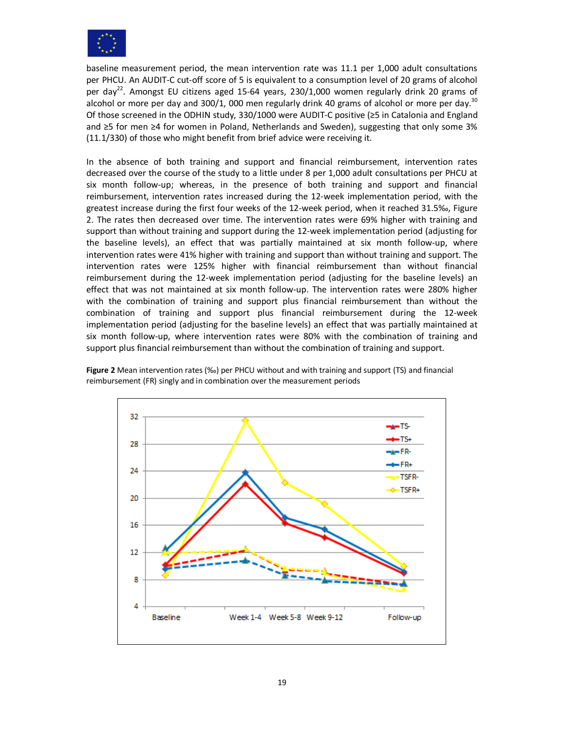baseline measurement period, the mean intervention rate was 11.1 per 1,000 adult consultations per PHCU. An AUDIT-C cut-off score of 5 is equivalent to a consumption level of 20 grams of alcohol per day[22]. Amongst EU citizens aged 15-64 years, 230/1,000 women regularly drink 20 grams of alcohol or more per day and 300/1, 000 men regularly drink 40 grams of alcohol or more per day.[30] Of those screened in the ODHIN study, 330/1000 were AUDIT-C positive (≥5 in Catalonia and England and ≥5 for men ≥4 for women in Poland, Netherlands and Sweden), suggesting that only some 3% (11.1/330) of those who might benefit from brief advice were receiving it.

In the absence of both training and support and financial reimbursement, intervention rates decreased over the course of the study to a little under 8 per 1,000 adult consultations per PHCU at six month follow-up; whereas, in the presence of both training and support and financial reimbursement, intervention rates increased during the 12-week implementation period, with the greatest increase during the first four weeks of the 12-week period, when it reached 31.5‰, Figure 2. The rates then decreased over time. The intervention rates were 69% higher with training and support than without training and support during the 12-week implementation period (adjusting for the baseline levels), an effect that was partially maintained at six month follow-up, where intervention rates were 41% higher with training and support than without training and support. The intervention rates were 125% higher with financial reimbursement than without financial reimbursement during the 12-week implementation period (adjusting for the baseline levels) an effect that was not maintained at six month follow-up. The intervention rates were 280% higher with the combination of training and support plus financial reimbursement than without the combination of training and support plus financial reimbursement during the 12-week implementation period (adjusting for the baseline levels) an effect that was partially maintained at six month follow-up, where intervention rates were 80% with the combination of training and support plus financial reimbursement than without the combination of training and support.

**Figure 2** Mean intervention rates (‰) per PHCU without and with training and support (TS) and financial reimbursement (FR) singly and in combination over the measurement periods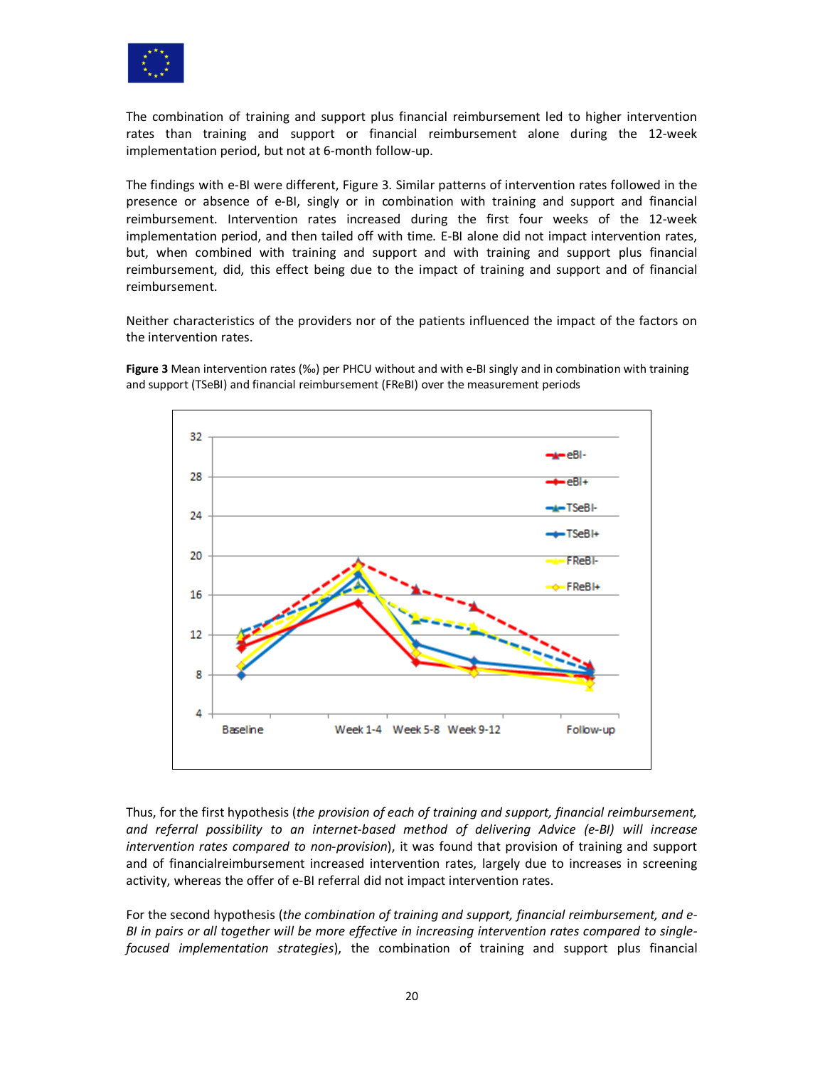The combination of training and support plus financial reimbursement led to higher intervention rates than training and support or financial reimbursement alone during the 12-week implementation period, but not at 6-month follow-up.

The findings with e-BI were different, Figure 3. Similar patterns of intervention rates followed in the presence or absence of e-BI, singly or in combination with training and support and financial reimbursement. Intervention rates increased during the first four weeks of the 12-week implementation period, and then tailed off with time. E-BI alone did not impact intervention rates, but, when combined with training and support and with training and support plus financial reimbursement, did, this effect being due to the impact of training and support and of financial reimbursement.

Neither characteristics of the providers nor of the patients influenced the impact of the factors on the intervention rates.

**Figure 3** Mean intervention rates (‰) per PHCU without and with e-BI singly and in combination with training and support (TSeBI) and financial reimbursement (FReBI) over the measurement periods

Thus, for the first hypothesis (*the provision of each of training and support, financial reimbursement, and referral possibility to an internet-based method of delivering Advice (e-BI) will increase intervention rates compared to non-provision*), it was found that provision of training and support and of financialreimbursement increased intervention rates, largely due to increases in screening activity, whereas the offer of e-BI referral did not impact intervention rates.

For the second hypothesis (*the combination of training and support, financial reimbursement, and e-BI in pairs or all together will be more effective in increasing intervention rates compared to single-focused implementation strategies*), the combination of training and support plus financial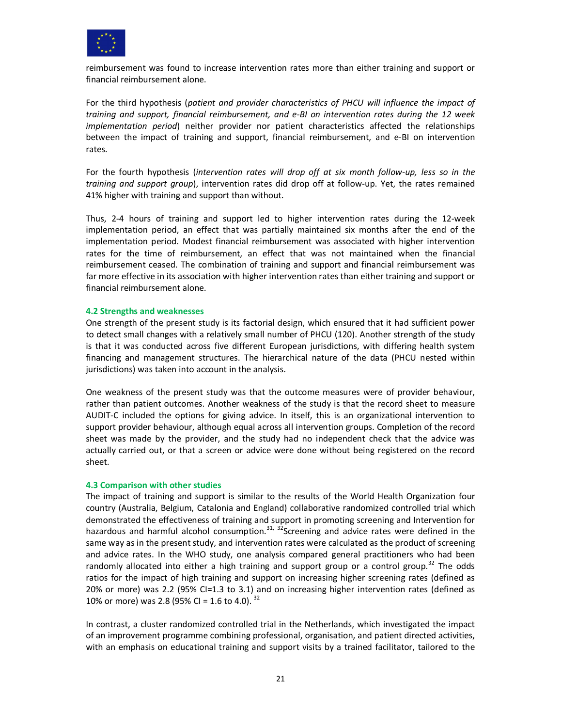reimbursement was found to increase intervention rates more than either training and support or financial reimbursement alone.

For the third hypothesis (*patient and provider characteristics of PHCU will influence the impact of training and support, financial reimbursement, and e-BI on intervention rates during the 12 week implementation period*) neither provider nor patient characteristics affected the relationships between the impact of training and support, financial reimbursement, and e-BI on intervention rates.

For the fourth hypothesis (*intervention rates will drop off at six month follow-up, less so in the training and support group*), intervention rates did drop off at follow-up. Yet, the rates remained 41% higher with training and support than without.

Thus, 2-4 hours of training and support led to higher intervention rates during the 12-week implementation period, an effect that was partially maintained six months after the end of the implementation period. Modest financial reimbursement was associated with higher intervention rates for the time of reimbursement, an effect that was not maintained when the financial reimbursement ceased. The combination of training and support and financial reimbursement was far more effective in its association with higher intervention rates than either training and support or financial reimbursement alone.

### 4.2 Strengths and weaknesses

One strength of the present study is its factorial design, which ensured that it had sufficient power to detect small changes with a relatively small number of PHCU (120). Another strength of the study is that it was conducted across five different European jurisdictions, with differing health system financing and management structures. The hierarchical nature of the data (PHCU nested within jurisdictions) was taken into account in the analysis.

One weakness of the present study was that the outcome measures were of provider behaviour, rather than patient outcomes. Another weakness of the study is that the record sheet to measure AUDIT-C included the options for giving advice. In itself, this is an organizational intervention to support provider behaviour, although equal across all intervention groups. Completion of the record sheet was made by the provider, and the study had no independent check that the advice was actually carried out, or that a screen or advice were done without being registered on the record sheet.

### 4.3 Comparison with other studies

The impact of training and support is similar to the results of the World Health Organization four country (Australia, Belgium, Catalonia and England) collaborative randomized controlled trial which demonstrated the effectiveness of training and support in promoting screening and Intervention for hazardous and harmful alcohol consumption.[31, 32] Screening and advice rates were defined in the same way as in the present study, and intervention rates were calculated as the product of screening and advice rates. In the WHO study, one analysis compared general practitioners who had been randomly allocated into either a high training and support group or a control group.[32] The odds ratios for the impact of high training and support on increasing higher screening rates (defined as 20% or more) was 2.2 (95% CI=1.3 to 3.1) and on increasing higher intervention rates (defined as 10% or more) was 2.8 (95% CI = 1.6 to 4.0).[32]

In contrast, a cluster randomized controlled trial in the Netherlands, which investigated the impact of an improvement programme combining professional, organisation, and patient directed activities, with an emphasis on educational training and support visits by a trained facilitator, tailored to the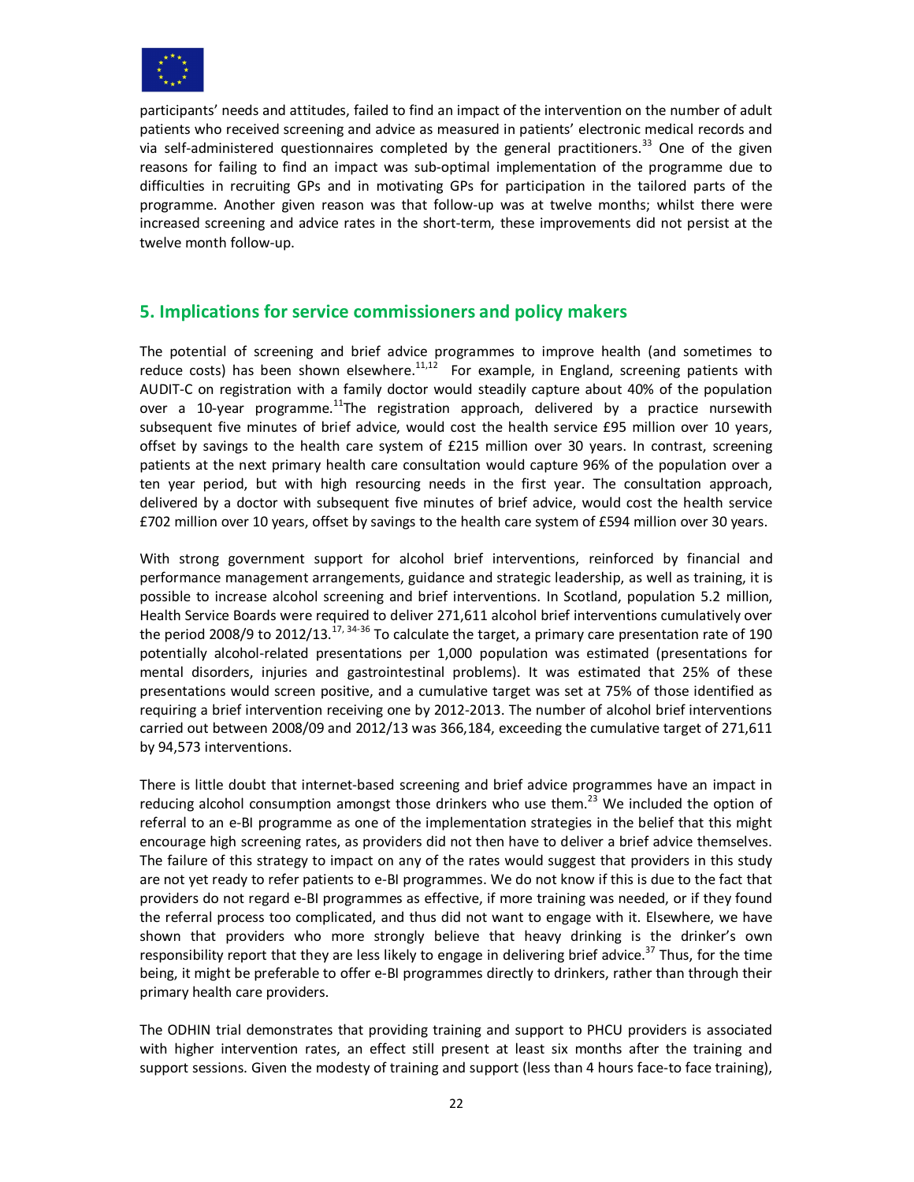participants' needs and attitudes, failed to find an impact of the intervention on the number of adult patients who received screening and advice as measured in patients' electronic medical records and via self-administered questionnaires completed by the general practitioners.[33] One of the given reasons for failing to find an impact was sub-optimal implementation of the programme due to difficulties in recruiting GPs and in motivating GPs for participation in the tailored parts of the programme. Another given reason was that follow-up was at twelve months; whilst there were increased screening and advice rates in the short-term, these improvements did not persist at the twelve month follow-up.

## 5. Implications for service commissioners and policy makers

The potential of screening and brief advice programmes to improve health (and sometimes to reduce costs) has been shown elsewhere.[11,12] For example, in England, screening patients with AUDIT-C on registration with a family doctor would steadily capture about 40% of the population over a 10-year programme.[11] The registration approach, delivered by a practice nursewith subsequent five minutes of brief advice, would cost the health service £95 million over 10 years, offset by savings to the health care system of £215 million over 30 years. In contrast, screening patients at the next primary health care consultation would capture 96% of the population over a ten year period, but with high resourcing needs in the first year. The consultation approach, delivered by a doctor with subsequent five minutes of brief advice, would cost the health service £702 million over 10 years, offset by savings to the health care system of £594 million over 30 years.

With strong government support for alcohol brief interventions, reinforced by financial and performance management arrangements, guidance and strategic leadership, as well as training, it is possible to increase alcohol screening and brief interventions. In Scotland, population 5.2 million, Health Service Boards were required to deliver 271,611 alcohol brief interventions cumulatively over the period 2008/9 to 2012/13.[17, 34-36] To calculate the target, a primary care presentation rate of 190 potentially alcohol-related presentations per 1,000 population was estimated (presentations for mental disorders, injuries and gastrointestinal problems). It was estimated that 25% of these presentations would screen positive, and a cumulative target was set at 75% of those identified as requiring a brief intervention receiving one by 2012-2013. The number of alcohol brief interventions carried out between 2008/09 and 2012/13 was 366,184, exceeding the cumulative target of 271,611 by 94,573 interventions.

There is little doubt that internet-based screening and brief advice programmes have an impact in reducing alcohol consumption amongst those drinkers who use them.[23] We included the option of referral to an e-BI programme as one of the implementation strategies in the belief that this might encourage high screening rates, as providers did not then have to deliver a brief advice themselves. The failure of this strategy to impact on any of the rates would suggest that providers in this study are not yet ready to refer patients to e-BI programmes. We do not know if this is due to the fact that providers do not regard e-BI programmes as effective, if more training was needed, or if they found the referral process too complicated, and thus did not want to engage with it. Elsewhere, we have shown that providers who more strongly believe that heavy drinking is the drinker's own responsibility report that they are less likely to engage in delivering brief advice.[37] Thus, for the time being, it might be preferable to offer e-BI programmes directly to drinkers, rather than through their primary health care providers.

The ODHIN trial demonstrates that providing training and support to PHCU providers is associated with higher intervention rates, an effect still present at least six months after the training and support sessions. Given the modesty of training and support (less than 4 hours face-to face training),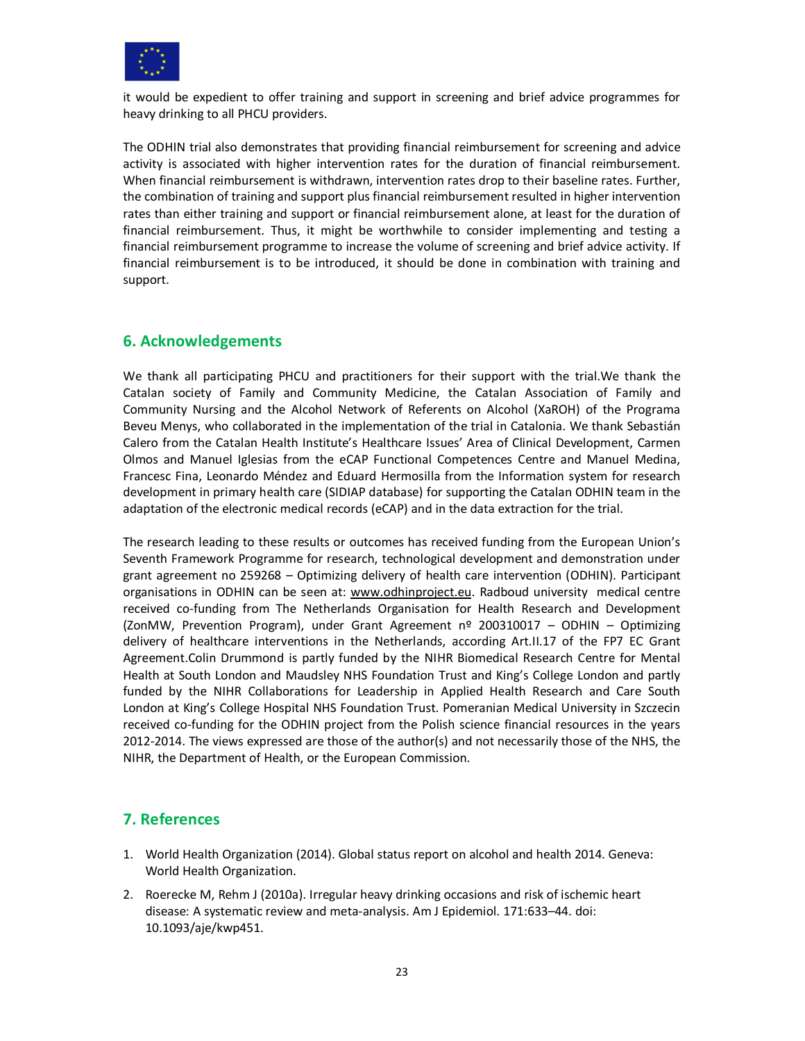it would be expedient to offer training and support in screening and brief advice programmes for heavy drinking to all PHCU providers.

The ODHIN trial also demonstrates that providing financial reimbursement for screening and advice activity is associated with higher intervention rates for the duration of financial reimbursement. When financial reimbursement is withdrawn, intervention rates drop to their baseline rates. Further, the combination of training and support plus financial reimbursement resulted in higher intervention rates than either training and support or financial reimbursement alone, at least for the duration of financial reimbursement. Thus, it might be worthwhile to consider implementing and testing a financial reimbursement programme to increase the volume of screening and brief advice activity. If financial reimbursement is to be introduced, it should be done in combination with training and support.

## 6. Acknowledgements

We thank all participating PHCU and practitioners for their support with the trial.We thank the Catalan society of Family and Community Medicine, the Catalan Association of Family and Community Nursing and the Alcohol Network of Referents on Alcohol (XaROH) of the Programa Beveu Menys, who collaborated in the implementation of the trial in Catalonia. We thank Sebastián Calero from the Catalan Health Institute's Healthcare Issues' Area of Clinical Development, Carmen Olmos and Manuel Iglesias from the eCAP Functional Competences Centre and Manuel Medina, Francesc Fina, Leonardo Méndez and Eduard Hermosilla from the Information system for research development in primary health care (SIDIAP database) for supporting the Catalan ODHIN team in the adaptation of the electronic medical records (eCAP) and in the data extraction for the trial.

The research leading to these results or outcomes has received funding from the European Union's Seventh Framework Programme for research, technological development and demonstration under grant agreement no 259268 – Optimizing delivery of health care intervention (ODHIN). Participant organisations in ODHIN can be seen at: www.odhinproject.eu. Radboud university medical centre received co-funding from The Netherlands Organisation for Health Research and Development (ZonMW, Prevention Program), under Grant Agreement nº 200310017 – ODHIN – Optimizing delivery of healthcare interventions in the Netherlands, according Art.II.17 of the FP7 EC Grant Agreement.Colin Drummond is partly funded by the NIHR Biomedical Research Centre for Mental Health at South London and Maudsley NHS Foundation Trust and King's College London and partly funded by the NIHR Collaborations for Leadership in Applied Health Research and Care South London at King's College Hospital NHS Foundation Trust. Pomeranian Medical University in Szczecin received co-funding for the ODHIN project from the Polish science financial resources in the years 2012-2014. The views expressed are those of the author(s) and not necessarily those of the NHS, the NIHR, the Department of Health, or the European Commission.

## 7. References

1. World Health Organization (2014). Global status report on alcohol and health 2014. Geneva: World Health Organization.
2. Roerecke M, Rehm J (2010a). Irregular heavy drinking occasions and risk of ischemic heart disease: A systematic review and meta-analysis. Am J Epidemiol. 171:633–44. doi: 10.1093/aje/kwp451.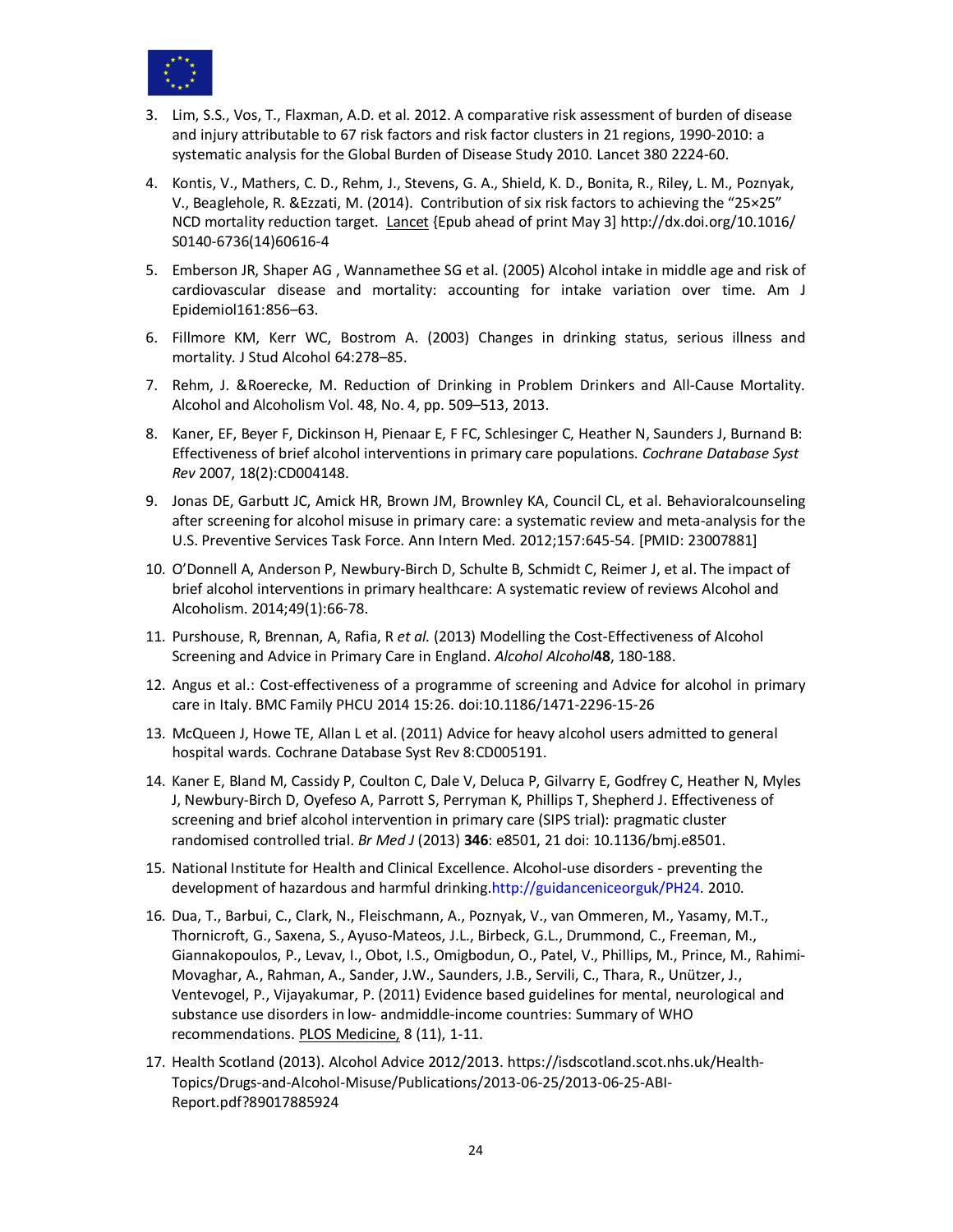3. Lim, S.S., Vos, T., Flaxman, A.D. et al. 2012. A comparative risk assessment of burden of disease and injury attributable to 67 risk factors and risk factor clusters in 21 regions, 1990-2010: a systematic analysis for the Global Burden of Disease Study 2010. Lancet 380 2224-60.
4. Kontis, V., Mathers, C. D., Rehm, J., Stevens, G. A., Shield, K. D., Bonita, R., Riley, L. M., Poznyak, V., Beaglehole, R. &Ezzati, M. (2014). Contribution of six risk factors to achieving the "25×25" NCD mortality reduction target. Lancet {Epub ahead of print May 3] http://dx.doi.org/10.1016/S0140-6736(14)60616-4
5. Emberson JR, Shaper AG , Wannamethee SG et al. (2005) Alcohol intake in middle age and risk of cardiovascular disease and mortality: accounting for intake variation over time. Am J Epidemiol161:856–63.
6. Fillmore KM, Kerr WC, Bostrom A. (2003) Changes in drinking status, serious illness and mortality. J Stud Alcohol 64:278–85.
7. Rehm, J. &Roerecke, M. Reduction of Drinking in Problem Drinkers and All-Cause Mortality. Alcohol and Alcoholism Vol. 48, No. 4, pp. 509–513, 2013.
8. Kaner, EF, Beyer F, Dickinson H, Pienaar E, F FC, Schlesinger C, Heather N, Saunders J, Burnand B: Effectiveness of brief alcohol interventions in primary care populations. *Cochrane Database Syst Rev* 2007, 18(2):CD004148.
9. Jonas DE, Garbutt JC, Amick HR, Brown JM, Brownley KA, Council CL, et al. Behavioralcounseling after screening for alcohol misuse in primary care: a systematic review and meta-analysis for the U.S. Preventive Services Task Force. Ann Intern Med. 2012;157:645-54. [PMID: 23007881]
10. O'Donnell A, Anderson P, Newbury-Birch D, Schulte B, Schmidt C, Reimer J, et al. The impact of brief alcohol interventions in primary healthcare: A systematic review of reviews Alcohol and Alcoholism. 2014;49(1):66-78.
11. Purshouse, R, Brennan, A, Rafia, R *et al.* (2013) Modelling the Cost-Effectiveness of Alcohol Screening and Advice in Primary Care in England. *Alcohol Alcohol***48**, 180-188.
12. Angus et al.: Cost-effectiveness of a programme of screening and Advice for alcohol in primary care in Italy. BMC Family PHCU 2014 15:26. doi:10.1186/1471-2296-15-26
13. McQueen J, Howe TE, Allan L et al. (2011) Advice for heavy alcohol users admitted to general hospital wards. Cochrane Database Syst Rev 8:CD005191.
14. Kaner E, Bland M, Cassidy P, Coulton C, Dale V, Deluca P, Gilvarry E, Godfrey C, Heather N, Myles J, Newbury-Birch D, Oyefeso A, Parrott S, Perryman K, Phillips T, Shepherd J. Effectiveness of screening and brief alcohol intervention in primary care (SIPS trial): pragmatic cluster randomised controlled trial. *Br Med J* (2013) **346**: e8501, 21 doi: 10.1136/bmj.e8501.
15. National Institute for Health and Clinical Excellence. Alcohol-use disorders - preventing the development of hazardous and harmful drinking.http://guidanceniceorguk/PH24. 2010.
16. Dua, T., Barbui, C., Clark, N., Fleischmann, A., Poznyak, V., van Ommeren, M., Yasamy, M.T., Thornicroft, G., Saxena, S., Ayuso-Mateos, J.L., Birbeck, G.L., Drummond, C., Freeman, M., Giannakopoulos, P., Levav, I., Obot, I.S., Omigbodun, O., Patel, V., Phillips, M., Prince, M., Rahimi-Movaghar, A., Rahman, A., Sander, J.W., Saunders, J.B., Servili, C., Thara, R., Unützer, J., Ventevogel, P., Vijayakumar, P. (2011) Evidence based guidelines for mental, neurological and substance use disorders in low- andmiddle-income countries: Summary of WHO recommendations. PLOS Medicine, 8 (11), 1-11.
17. Health Scotland (2013). Alcohol Advice 2012/2013. https://isdscotland.scot.nhs.uk/Health-Topics/Drugs-and-Alcohol-Misuse/Publications/2013-06-25/2013-06-25-ABI-Report.pdf?89017885924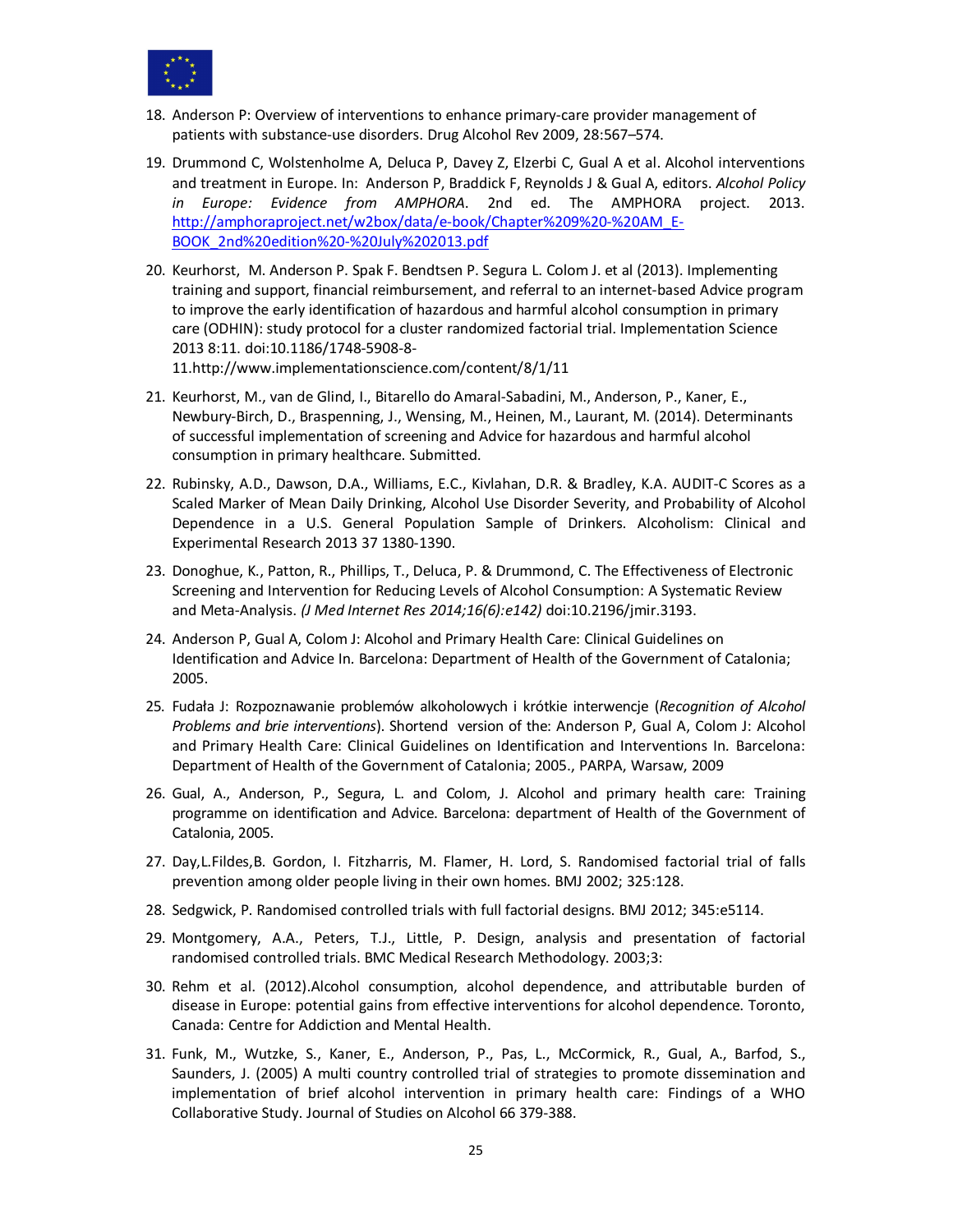18. Anderson P: Overview of interventions to enhance primary-care provider management of patients with substance-use disorders. Drug Alcohol Rev 2009, 28:567–574.

19. Drummond C, Wolstenholme A, Deluca P, Davey Z, Elzerbi C, Gual A et al. Alcohol interventions and treatment in Europe. In: Anderson P, Braddick F, Reynolds J & Gual A, editors. *Alcohol Policy in Europe: Evidence from AMPHORA*. 2nd ed. The AMPHORA project. 2013. http://amphoraproject.net/w2box/data/e-book/Chapter%209%20-%20AM_E-BOOK_2nd%20edition%20-%20July%202013.pdf

20. Keurhorst, M. Anderson P. Spak F. Bendtsen P. Segura L. Colom J. et al (2013). Implementing training and support, financial reimbursement, and referral to an internet-based Advice program to improve the early identification of hazardous and harmful alcohol consumption in primary care (ODHIN): study protocol for a cluster randomized factorial trial. Implementation Science 2013 8:11. doi:10.1186/1748-5908-8-11.http://www.implementationscience.com/content/8/1/11

21. Keurhorst, M., van de Glind, I., Bitarello do Amaral-Sabadini, M., Anderson, P., Kaner, E., Newbury-Birch, D., Braspenning, J., Wensing, M., Heinen, M., Laurant, M. (2014). Determinants of successful implementation of screening and Advice for hazardous and harmful alcohol consumption in primary healthcare. Submitted.

22. Rubinsky, A.D., Dawson, D.A., Williams, E.C., Kivlahan, D.R. & Bradley, K.A. AUDIT-C Scores as a Scaled Marker of Mean Daily Drinking, Alcohol Use Disorder Severity, and Probability of Alcohol Dependence in a U.S. General Population Sample of Drinkers. Alcoholism: Clinical and Experimental Research 2013 37 1380-1390.

23. Donoghue, K., Patton, R., Phillips, T., Deluca, P. & Drummond, C. The Effectiveness of Electronic Screening and Intervention for Reducing Levels of Alcohol Consumption: A Systematic Review and Meta-Analysis. *(J Med Internet Res 2014;16(6):e142)* doi:10.2196/jmir.3193.

24. Anderson P, Gual A, Colom J: Alcohol and Primary Health Care: Clinical Guidelines on Identification and Advice In. Barcelona: Department of Health of the Government of Catalonia; 2005.

25. Fudała J: Rozpoznawanie problemów alkoholowych i krótkie interwencje (*Recognition of Alcohol Problems and brie interventions*). Shortend version of the: Anderson P, Gual A, Colom J: Alcohol and Primary Health Care: Clinical Guidelines on Identification and Interventions In. Barcelona: Department of Health of the Government of Catalonia; 2005., PARPA, Warsaw, 2009

26. Gual, A., Anderson, P., Segura, L. and Colom, J. Alcohol and primary health care: Training programme on identification and Advice. Barcelona: department of Health of the Government of Catalonia, 2005.

27. Day,L.Fildes,B. Gordon, I. Fitzharris, M. Flamer, H. Lord, S. Randomised factorial trial of falls prevention among older people living in their own homes. BMJ 2002; 325:128.

28. Sedgwick, P. Randomised controlled trials with full factorial designs. BMJ 2012; 345:e5114.

29. Montgomery, A.A., Peters, T.J., Little, P. Design, analysis and presentation of factorial randomised controlled trials. BMC Medical Research Methodology. 2003;3:

30. Rehm et al. (2012).Alcohol consumption, alcohol dependence, and attributable burden of disease in Europe: potential gains from effective interventions for alcohol dependence. Toronto, Canada: Centre for Addiction and Mental Health.

31. Funk, M., Wutzke, S., Kaner, E., Anderson, P., Pas, L., McCormick, R., Gual, A., Barfod, S., Saunders, J. (2005) A multi country controlled trial of strategies to promote dissemination and implementation of brief alcohol intervention in primary health care: Findings of a WHO Collaborative Study. Journal of Studies on Alcohol 66 379-388.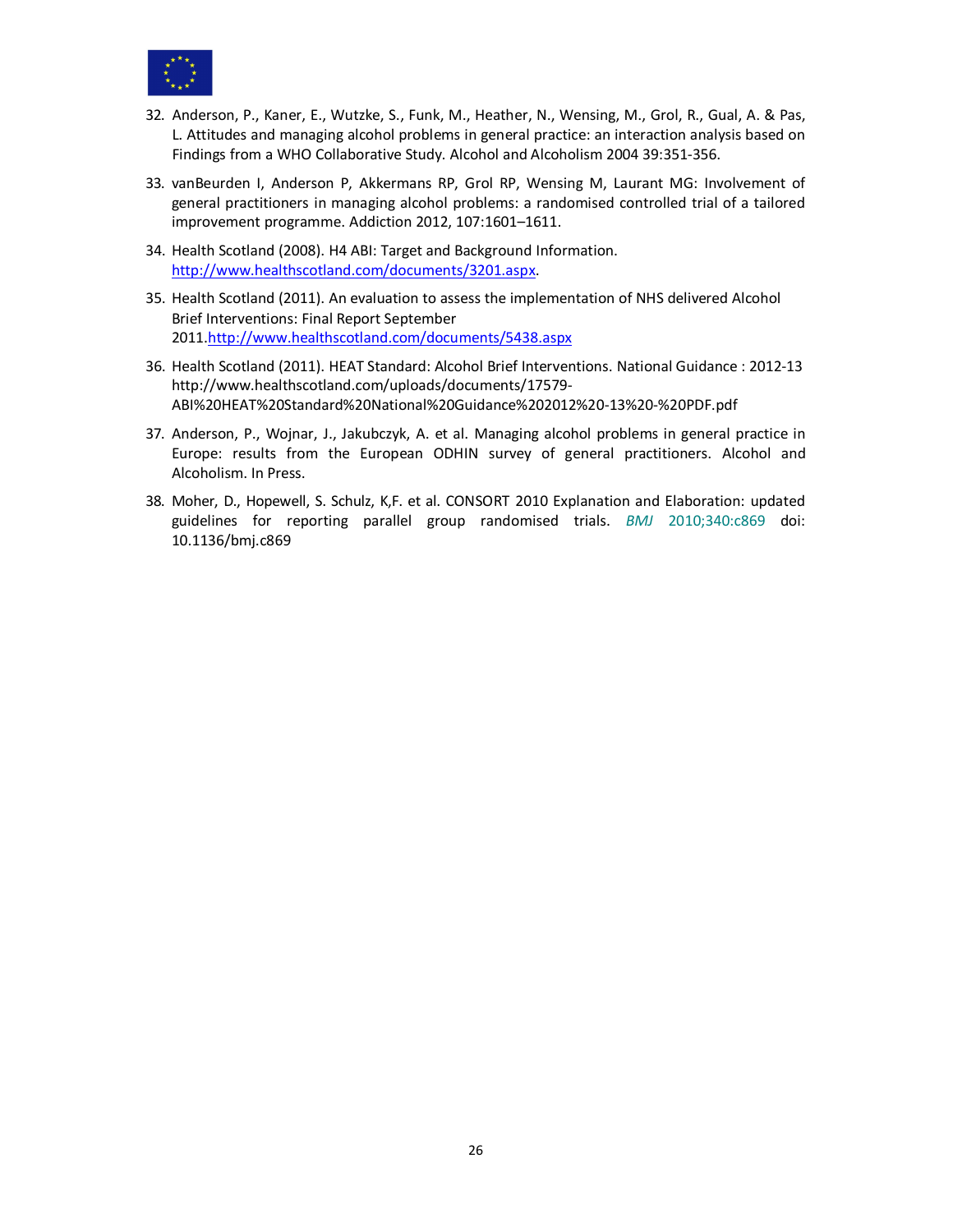32. Anderson, P., Kaner, E., Wutzke, S., Funk, M., Heather, N., Wensing, M., Grol, R., Gual, A. & Pas, L. Attitudes and managing alcohol problems in general practice: an interaction analysis based on Findings from a WHO Collaborative Study. Alcohol and Alcoholism 2004 39:351-356.

33. vanBeurden I, Anderson P, Akkermans RP, Grol RP, Wensing M, Laurant MG: Involvement of general practitioners in managing alcohol problems: a randomised controlled trial of a tailored improvement programme. Addiction 2012, 107:1601–1611.

34. Health Scotland (2008). H4 ABI: Target and Background Information. http://www.healthscotland.com/documents/3201.aspx.

35. Health Scotland (2011). An evaluation to assess the implementation of NHS delivered Alcohol Brief Interventions: Final Report September 2011.http://www.healthscotland.com/documents/5438.aspx

36. Health Scotland (2011). HEAT Standard: Alcohol Brief Interventions. National Guidance : 2012-13 http://www.healthscotland.com/uploads/documents/17579-ABI%20HEAT%20Standard%20National%20Guidance%202012%20-13%20-%20PDF.pdf

37. Anderson, P., Wojnar, J., Jakubczyk, A. et al. Managing alcohol problems in general practice in Europe: results from the European ODHIN survey of general practitioners. Alcohol and Alcoholism. In Press.

38. Moher, D., Hopewell, S. Schulz, K,F. et al. CONSORT 2010 Explanation and Elaboration: updated guidelines for reporting parallel group randomised trials. *BMJ* 2010;340:c869 doi: 10.1136/bmj.c869